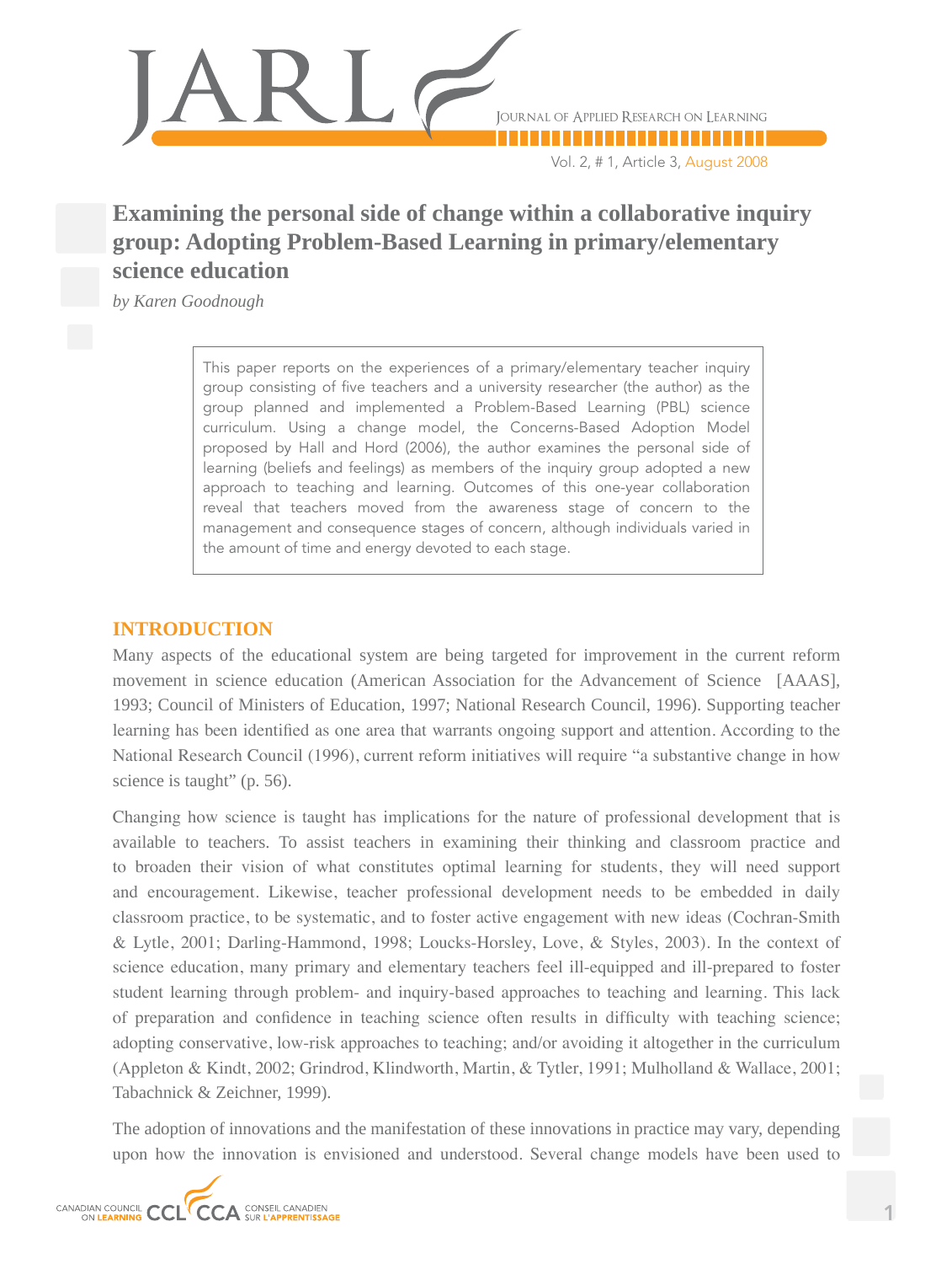# Examining the personal side of change within a collaborative inquiry group: Adopting Problem-Based Learning in primary/elementary science education

*by Karen Goodnough*

This paper reports on the experiences of a primary/elementary teacher inquiry group consisting of five teachers and a university researcher (the author) as the group planned and implemented a Problem-Based Learning (PBL) science curriculum. Using a change model, the Concerns-Based Adoption Model proposed by Hall and Hord (2006), the author examines the personal side of learning (beliefs and feelings) as members of the inquiry group adopted a new approach to teaching and learning. Outcomes of this one-year collaboration reveal that teachers moved from the awareness stage of concern to the management and consequence stages of concern, although individuals varied in the amount of time and energy devoted to each stage.

## INTRODUCTION

Many aspects of the educational system are being targeted for improvement in the current reform movement in science education (American Association for the Advancement of Science [AAAS], 1993; Council of Ministers of Education, 1997; National Research Council, 1996). Supporting teacher learning has been identified as one area that warrants ongoing support and attention. According to the National Research Council (1996), current reform initiatives will require "a substantive change in how science is taught" (p. 56).

Changing how science is taught has implications for the nature of professional development that is available to teachers. To assist teachers in examining their thinking and classroom practice and to broaden their vision of what constitutes optimal learning for students, they will need support and encouragement. Likewise, teacher professional development needs to be embedded in daily classroom practice, to be systematic, and to foster active engagement with new ideas (Cochran-Smith & Lytle, 2001; Darling-Hammond, 1998; Loucks-Horsley, Love, & Styles, 2003). In the context of science education, many primary and elementary teachers feel ill-equipped and ill-prepared to foster student learning through problem- and inquiry-based approaches to teaching and learning. This lack of preparation and confidence in teaching science often results in difficulty with teaching science; adopting conservative, low-risk approaches to teaching; and/or avoiding it altogether in the curriculum (Appleton & Kindt, 2002; Grindrod, Klindworth, Martin, & Tytler, 1991; Mulholland & Wallace, 2001; Tabachnick & Zeichner, 1999).

The adoption of innovations and the manifestation of these innovations in practice may vary, depending upon how the innovation is envisioned and understood. Several change models have been used to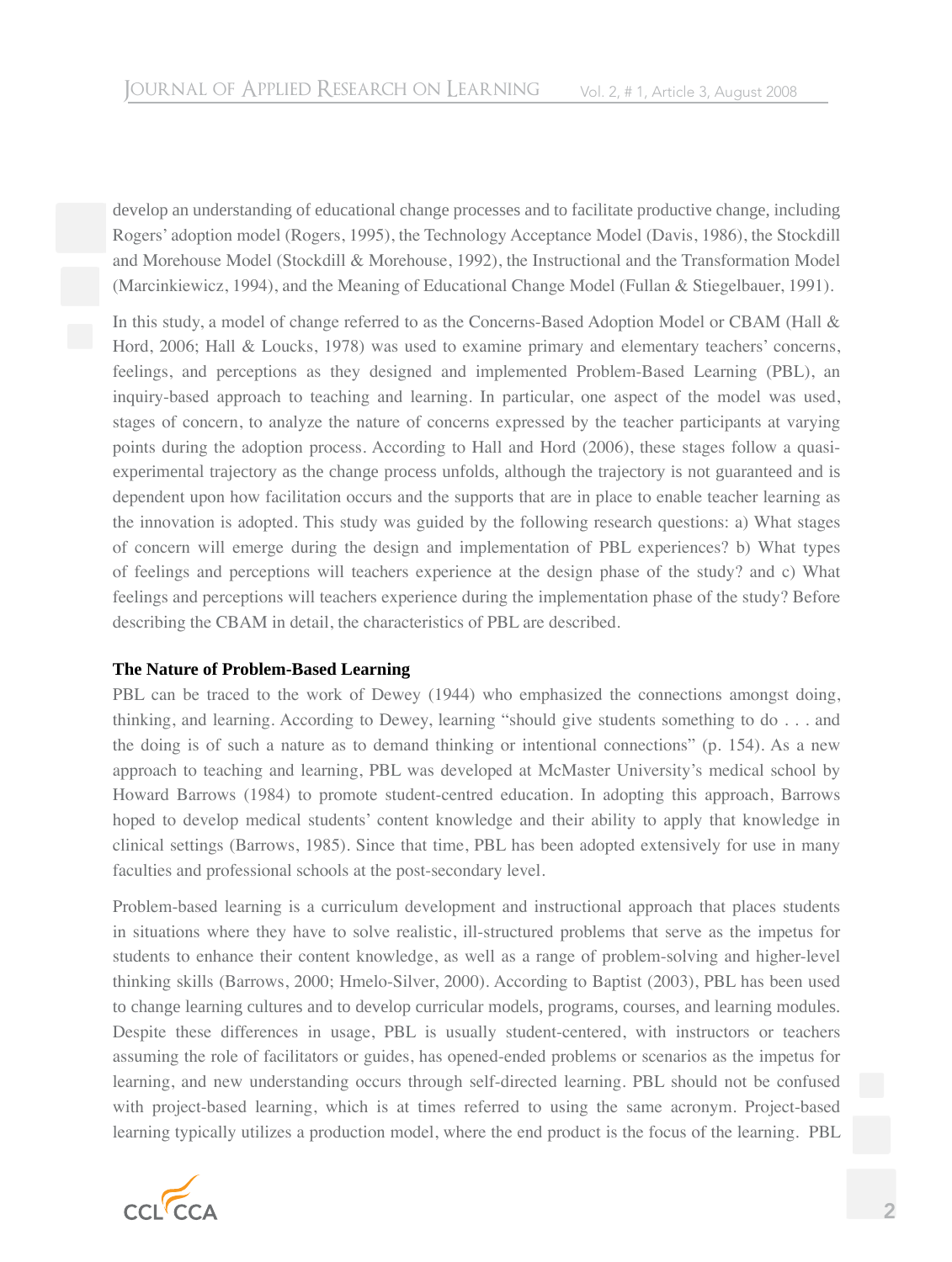develop an understanding of educational change processes and to facilitate productive change, including Rogers' adoption model (Rogers, 1995), the Technology Acceptance Model (Davis, 1986), the Stockdill and Morehouse Model (Stockdill & Morehouse, 1992), the Instructional and the Transformation Model (Marcinkiewicz, 1994), and the Meaning of Educational Change Model (Fullan & Stiegelbauer, 1991).

In this study, a model of change referred to as the Concerns-Based Adoption Model or CBAM (Hall & Hord, 2006; Hall & Loucks, 1978) was used to examine primary and elementary teachers' concerns, feelings, and perceptions as they designed and implemented Problem-Based Learning (PBL), an inquiry-based approach to teaching and learning. In particular, one aspect of the model was used, stages of concern, to analyze the nature of concerns expressed by the teacher participants at varying points during the adoption process. According to Hall and Hord (2006), these stages follow a quasi-experimental trajectory as the change process unfolds, although the trajectory is not guaranteed and is dependent upon how facilitation occurs and the supports that are in place to enable teacher learning as the innovation is adopted. This study was guided by the following research questions: a) What stages of concern will emerge during the design and implementation of PBL experiences? b) What types of feelings and perceptions will teachers experience at the design phase of the study? and c) What feelings and perceptions will teachers experience during the implementation phase of the study? Before describing the CBAM in detail, the characteristics of PBL are described.

**The Nature of Problem-Based Learning**

PBL can be traced to the work of Dewey (1944) who emphasized the connections amongst doing, thinking, and learning. According to Dewey, learning "should give students something to do . . . and the doing is of such a nature as to demand thinking or intentional connections" (p. 154). As a new approach to teaching and learning, PBL was developed at McMaster University's medical school by Howard Barrows (1984) to promote student-centred education. In adopting this approach, Barrows hoped to develop medical students' content knowledge and their ability to apply that knowledge in clinical settings (Barrows, 1985). Since that time, PBL has been adopted extensively for use in many faculties and professional schools at the post-secondary level.

Problem-based learning is a curriculum development and instructional approach that places students in situations where they have to solve realistic, ill-structured problems that serve as the impetus for students to enhance their content knowledge, as well as a range of problem-solving and higher-level thinking skills (Barrows, 2000; Hmelo-Silver, 2000). According to Baptist (2003), PBL has been used to change learning cultures and to develop curricular models, programs, courses, and learning modules. Despite these differences in usage, PBL is usually student-centered, with instructors or teachers assuming the role of facilitators or guides, has opened-ended problems or scenarios as the impetus for learning, and new understanding occurs through self-directed learning. PBL should not be confused with project-based learning, which is at times referred to using the same acronym. Project-based learning typically utilizes a production model, where the end product is the focus of the learning. PBL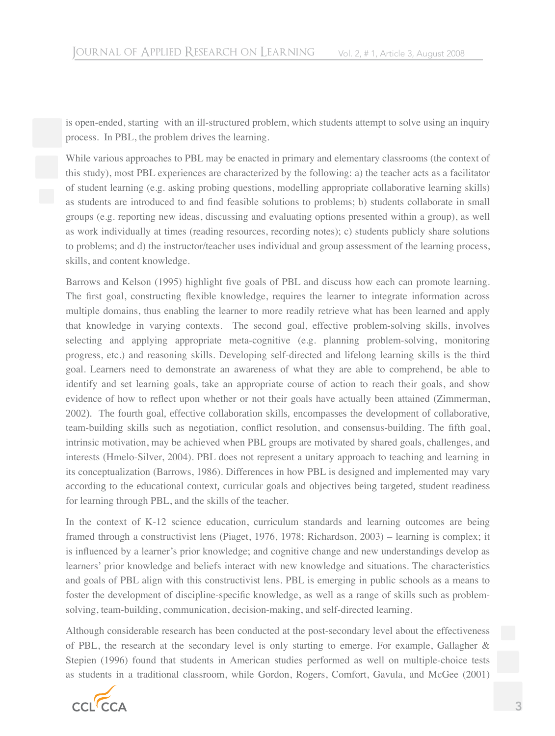is open-ended, starting with an ill-structured problem, which students attempt to solve using an inquiry process. In PBL, the problem drives the learning.

While various approaches to PBL may be enacted in primary and elementary classrooms (the context of this study), most PBL experiences are characterized by the following: a) the teacher acts as a facilitator of student learning (e.g. asking probing questions, modelling appropriate collaborative learning skills) as students are introduced to and find feasible solutions to problems; b) students collaborate in small groups (e.g. reporting new ideas, discussing and evaluating options presented within a group), as well as work individually at times (reading resources, recording notes); c) students publicly share solutions to problems; and d) the instructor/teacher uses individual and group assessment of the learning process, skills, and content knowledge.

Barrows and Kelson (1995) highlight five goals of PBL and discuss how each can promote learning. The first goal, constructing flexible knowledge, requires the learner to integrate information across multiple domains, thus enabling the learner to more readily retrieve what has been learned and apply that knowledge in varying contexts. The second goal, effective problem-solving skills, involves selecting and applying appropriate meta-cognitive (e.g. planning problem-solving, monitoring progress, etc.) and reasoning skills. Developing self-directed and lifelong learning skills is the third goal. Learners need to demonstrate an awareness of what they are able to comprehend, be able to identify and set learning goals, take an appropriate course of action to reach their goals, and show evidence of how to reflect upon whether or not their goals have actually been attained (Zimmerman, 2002). The fourth goal, effective collaboration skills, encompasses the development of collaborative, team-building skills such as negotiation, conflict resolution, and consensus-building. The fifth goal, intrinsic motivation, may be achieved when PBL groups are motivated by shared goals, challenges, and interests (Hmelo-Silver, 2004). PBL does not represent a unitary approach to teaching and learning in its conceptualization (Barrows, 1986). Differences in how PBL is designed and implemented may vary according to the educational context, curricular goals and objectives being targeted, student readiness for learning through PBL, and the skills of the teacher.

In the context of K-12 science education, curriculum standards and learning outcomes are being framed through a constructivist lens (Piaget, 1976, 1978; Richardson, 2003) – learning is complex; it is influenced by a learner's prior knowledge; and cognitive change and new understandings develop as learners' prior knowledge and beliefs interact with new knowledge and situations. The characteristics and goals of PBL align with this constructivist lens. PBL is emerging in public schools as a means to foster the development of discipline-specific knowledge, as well as a range of skills such as problem-solving, team-building, communication, decision-making, and self-directed learning.

Although considerable research has been conducted at the post-secondary level about the effectiveness of PBL, the research at the secondary level is only starting to emerge. For example, Gallagher & Stepien (1996) found that students in American studies performed as well on multiple-choice tests as students in a traditional classroom, while Gordon, Rogers, Comfort, Gavula, and McGee (2001)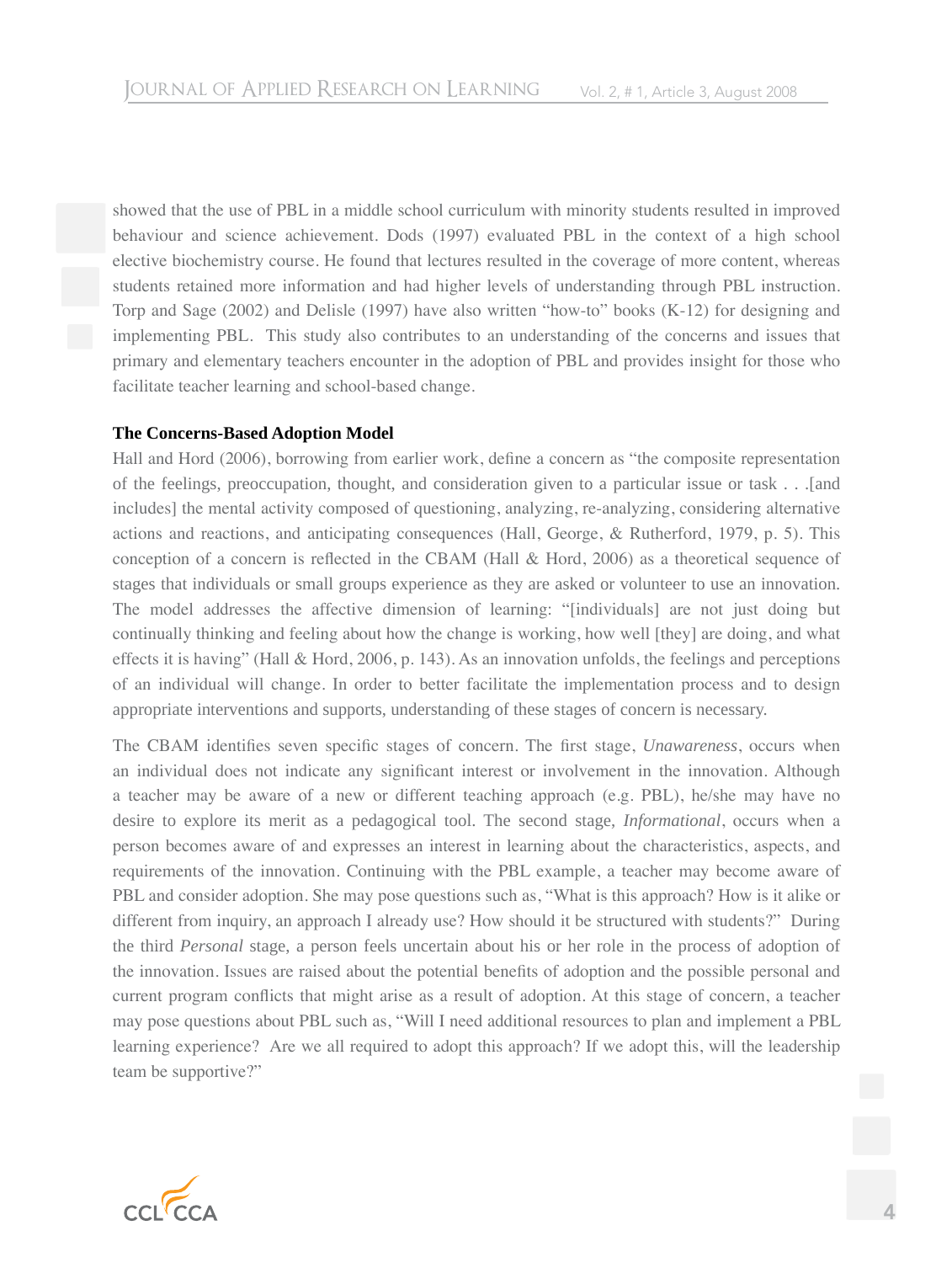showed that the use of PBL in a middle school curriculum with minority students resulted in improved behaviour and science achievement. Dods (1997) evaluated PBL in the context of a high school elective biochemistry course. He found that lectures resulted in the coverage of more content, whereas students retained more information and had higher levels of understanding through PBL instruction. Torp and Sage (2002) and Delisle (1997) have also written "how-to" books (K-12) for designing and implementing PBL. This study also contributes to an understanding of the concerns and issues that primary and elementary teachers encounter in the adoption of PBL and provides insight for those who facilitate teacher learning and school-based change.

**The Concerns-Based Adoption Model**

Hall and Hord (2006), borrowing from earlier work, define a concern as "the composite representation of the feelings, preoccupation, thought, and consideration given to a particular issue or task . . .[and includes] the mental activity composed of questioning, analyzing, re-analyzing, considering alternative actions and reactions, and anticipating consequences (Hall, George, & Rutherford, 1979, p. 5). This conception of a concern is reflected in the CBAM (Hall & Hord, 2006) as a theoretical sequence of stages that individuals or small groups experience as they are asked or volunteer to use an innovation. The model addresses the affective dimension of learning: "[individuals] are not just doing but continually thinking and feeling about how the change is working, how well [they] are doing, and what effects it is having" (Hall & Hord, 2006, p. 143). As an innovation unfolds, the feelings and perceptions of an individual will change. In order to better facilitate the implementation process and to design appropriate interventions and supports, understanding of these stages of concern is necessary.

The CBAM identifies seven specific stages of concern. The first stage, *Unawareness*, occurs when an individual does not indicate any significant interest or involvement in the innovation. Although a teacher may be aware of a new or different teaching approach (e.g. PBL), he/she may have no desire to explore its merit as a pedagogical tool. The second stage, *Informational*, occurs when a person becomes aware of and expresses an interest in learning about the characteristics, aspects, and requirements of the innovation. Continuing with the PBL example, a teacher may become aware of PBL and consider adoption. She may pose questions such as, "What is this approach? How is it alike or different from inquiry, an approach I already use? How should it be structured with students?" During the third *Personal* stage, a person feels uncertain about his or her role in the process of adoption of the innovation. Issues are raised about the potential benefits of adoption and the possible personal and current program conflicts that might arise as a result of adoption. At this stage of concern, a teacher may pose questions about PBL such as, "Will I need additional resources to plan and implement a PBL learning experience? Are we all required to adopt this approach? If we adopt this, will the leadership team be supportive?"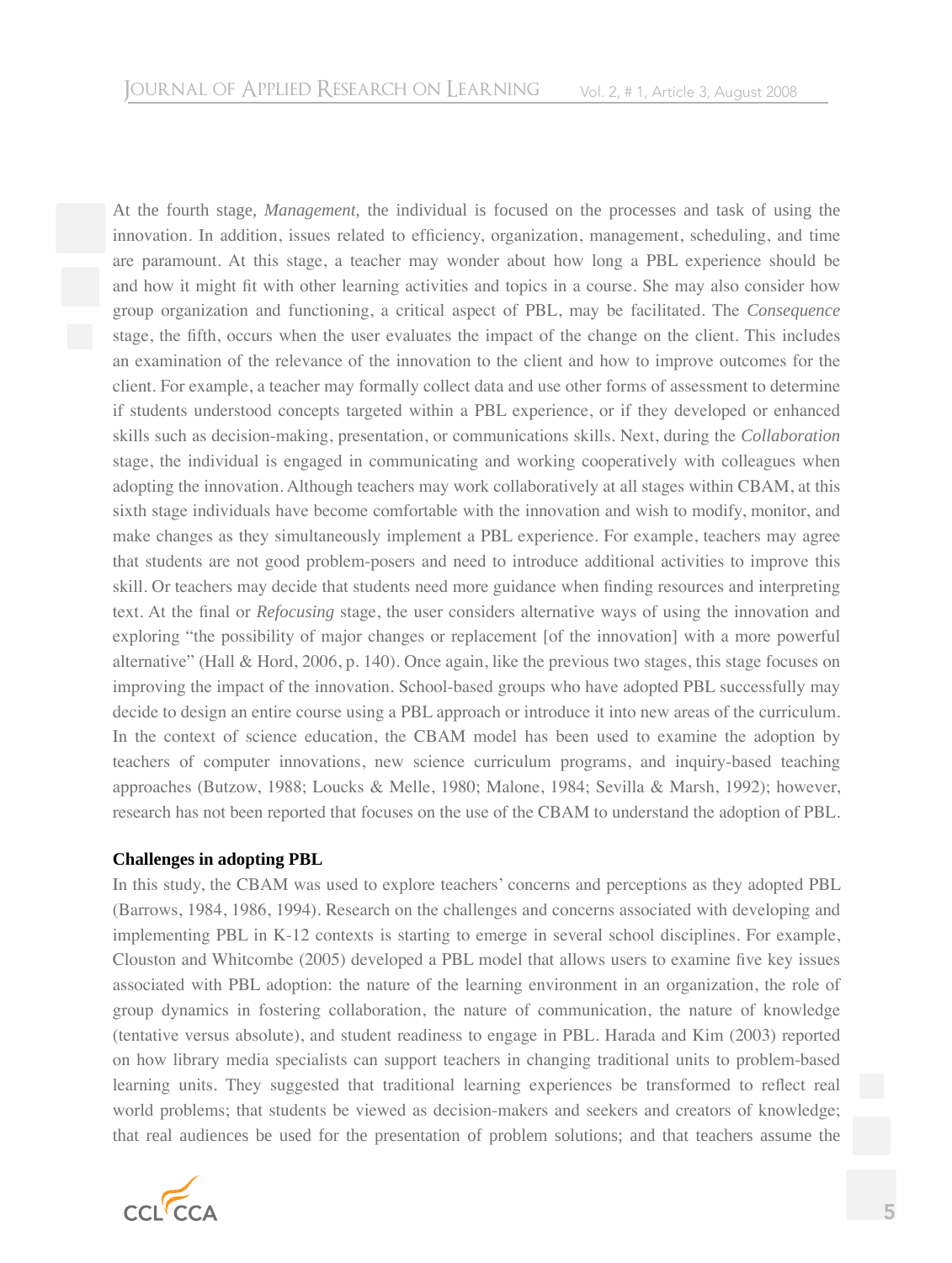At the fourth stage, *Management,* the individual is focused on the processes and task of using the innovation. In addition, issues related to efficiency, organization, management, scheduling, and time are paramount. At this stage, a teacher may wonder about how long a PBL experience should be and how it might fit with other learning activities and topics in a course. She may also consider how group organization and functioning, a critical aspect of PBL, may be facilitated. The *Consequence* stage, the fifth, occurs when the user evaluates the impact of the change on the client. This includes an examination of the relevance of the innovation to the client and how to improve outcomes for the client. For example, a teacher may formally collect data and use other forms of assessment to determine if students understood concepts targeted within a PBL experience, or if they developed or enhanced skills such as decision-making, presentation, or communications skills. Next, during the *Collaboration* stage, the individual is engaged in communicating and working cooperatively with colleagues when adopting the innovation. Although teachers may work collaboratively at all stages within CBAM, at this sixth stage individuals have become comfortable with the innovation and wish to modify, monitor, and make changes as they simultaneously implement a PBL experience. For example, teachers may agree that students are not good problem-posers and need to introduce additional activities to improve this skill. Or teachers may decide that students need more guidance when finding resources and interpreting text. At the final or *Refocusing* stage, the user considers alternative ways of using the innovation and exploring "the possibility of major changes or replacement [of the innovation] with a more powerful alternative" (Hall & Hord, 2006, p. 140). Once again, like the previous two stages, this stage focuses on improving the impact of the innovation. School-based groups who have adopted PBL successfully may decide to design an entire course using a PBL approach or introduce it into new areas of the curriculum. In the context of science education, the CBAM model has been used to examine the adoption by teachers of computer innovations, new science curriculum programs, and inquiry-based teaching approaches (Butzow, 1988; Loucks & Melle, 1980; Malone, 1984; Sevilla & Marsh, 1992); however, research has not been reported that focuses on the use of the CBAM to understand the adoption of PBL.

**Challenges in adopting PBL**

In this study, the CBAM was used to explore teachers' concerns and perceptions as they adopted PBL (Barrows, 1984, 1986, 1994). Research on the challenges and concerns associated with developing and implementing PBL in K-12 contexts is starting to emerge in several school disciplines. For example, Clouston and Whitcombe (2005) developed a PBL model that allows users to examine five key issues associated with PBL adoption: the nature of the learning environment in an organization, the role of group dynamics in fostering collaboration, the nature of communication, the nature of knowledge (tentative versus absolute), and student readiness to engage in PBL. Harada and Kim (2003) reported on how library media specialists can support teachers in changing traditional units to problem-based learning units. They suggested that traditional learning experiences be transformed to reflect real world problems; that students be viewed as decision-makers and seekers and creators of knowledge; that real audiences be used for the presentation of problem solutions; and that teachers assume the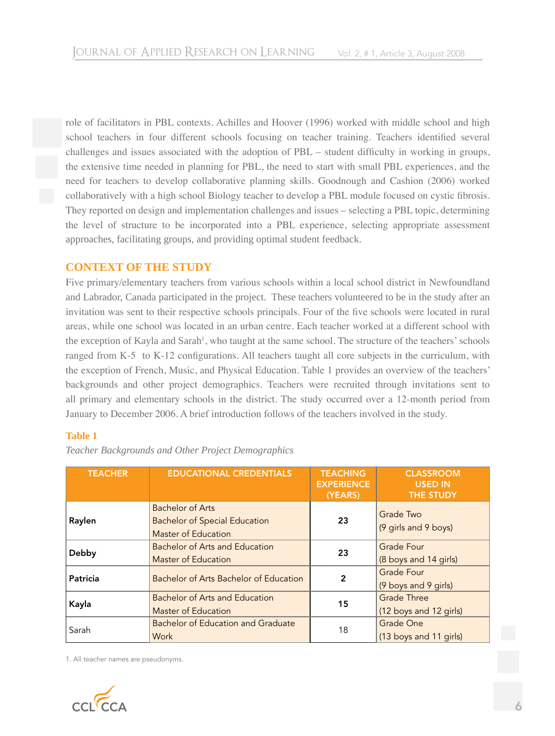role of facilitators in PBL contexts. Achilles and Hoover (1996) worked with middle school and high school teachers in four different schools focusing on teacher training. Teachers identified several challenges and issues associated with the adoption of PBL – student difficulty in working in groups, the extensive time needed in planning for PBL, the need to start with small PBL experiences, and the need for teachers to develop collaborative planning skills. Goodnough and Cashion (2006) worked collaboratively with a high school Biology teacher to develop a PBL module focused on cystic fibrosis. They reported on design and implementation challenges and issues – selecting a PBL topic, determining the level of structure to be incorporated into a PBL experience, selecting appropriate assessment approaches, facilitating groups, and providing optimal student feedback.

## CONTEXT OF THE STUDY

Five primary/elementary teachers from various schools within a local school district in Newfoundland and Labrador, Canada participated in the project. These teachers volunteered to be in the study after an invitation was sent to their respective schools principals. Four of the five schools were located in rural areas, while one school was located in an urban centre. Each teacher worked at a different school with the exception of Kayla and Sarah[1], who taught at the same school. The structure of the teachers' schools ranged from K-5 to K-12 configurations. All teachers taught all core subjects in the curriculum, with the exception of French, Music, and Physical Education. Table 1 provides an overview of the teachers' backgrounds and other project demographics. Teachers were recruited through invitations sent to all primary and elementary schools in the district. The study occurred over a 12-month period from January to December 2006. A brief introduction follows of the teachers involved in the study.

**Table 1**

*Teacher Backgrounds and Other Project Demographics*

| TEACHER | EDUCATIONAL CREDENTIALS | TEACHING EXPERIENCE (YEARS) | CLASSROOM USED IN THE STUDY |
|---|---|---|---|
| **Raylen** | Bachelor of Arts<br>Bachelor of Special Education<br>Master of Education | **23** | Grade Two<br>(9 girls and 9 boys) |
| **Debby** | Bachelor of Arts and Education<br>Master of Education | **23** | Grade Four<br>(8 boys and 14 girls) |
| **Patricia** | Bachelor of Arts Bachelor of Education | **2** | Grade Four<br>(9 boys and 9 girls) |
| **Kayla** | Bachelor of Arts and Education<br>Master of Education | **15** | Grade Three<br>(12 boys and 12 girls) |
| Sarah | Bachelor of Education and Graduate Work | 18 | Grade One<br>(13 boys and 11 girls) |

1. All teacher names are pseudonyms.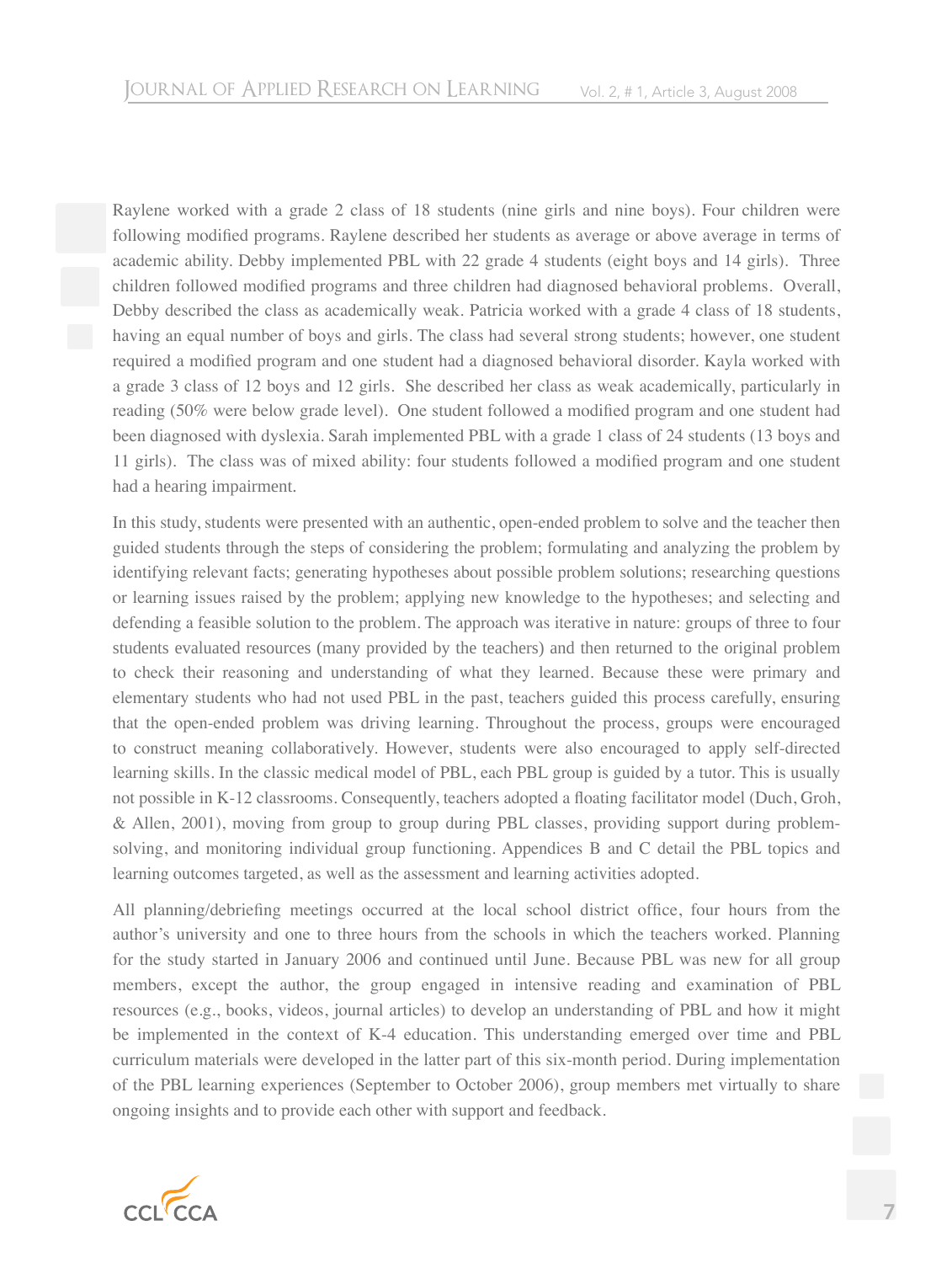Raylene worked with a grade 2 class of 18 students (nine girls and nine boys). Four children were following modified programs. Raylene described her students as average or above average in terms of academic ability. Debby implemented PBL with 22 grade 4 students (eight boys and 14 girls). Three children followed modified programs and three children had diagnosed behavioral problems. Overall, Debby described the class as academically weak. Patricia worked with a grade 4 class of 18 students, having an equal number of boys and girls. The class had several strong students; however, one student required a modified program and one student had a diagnosed behavioral disorder. Kayla worked with a grade 3 class of 12 boys and 12 girls. She described her class as weak academically, particularly in reading (50% were below grade level). One student followed a modified program and one student had been diagnosed with dyslexia. Sarah implemented PBL with a grade 1 class of 24 students (13 boys and 11 girls). The class was of mixed ability: four students followed a modified program and one student had a hearing impairment.

In this study, students were presented with an authentic, open-ended problem to solve and the teacher then guided students through the steps of considering the problem; formulating and analyzing the problem by identifying relevant facts; generating hypotheses about possible problem solutions; researching questions or learning issues raised by the problem; applying new knowledge to the hypotheses; and selecting and defending a feasible solution to the problem. The approach was iterative in nature: groups of three to four students evaluated resources (many provided by the teachers) and then returned to the original problem to check their reasoning and understanding of what they learned. Because these were primary and elementary students who had not used PBL in the past, teachers guided this process carefully, ensuring that the open-ended problem was driving learning. Throughout the process, groups were encouraged to construct meaning collaboratively. However, students were also encouraged to apply self-directed learning skills. In the classic medical model of PBL, each PBL group is guided by a tutor. This is usually not possible in K-12 classrooms. Consequently, teachers adopted a floating facilitator model (Duch, Groh, & Allen, 2001), moving from group to group during PBL classes, providing support during problem-solving, and monitoring individual group functioning. Appendices B and C detail the PBL topics and learning outcomes targeted, as well as the assessment and learning activities adopted.

All planning/debriefing meetings occurred at the local school district office, four hours from the author's university and one to three hours from the schools in which the teachers worked. Planning for the study started in January 2006 and continued until June. Because PBL was new for all group members, except the author, the group engaged in intensive reading and examination of PBL resources (e.g., books, videos, journal articles) to develop an understanding of PBL and how it might be implemented in the context of K-4 education. This understanding emerged over time and PBL curriculum materials were developed in the latter part of this six-month period. During implementation of the PBL learning experiences (September to October 2006), group members met virtually to share ongoing insights and to provide each other with support and feedback.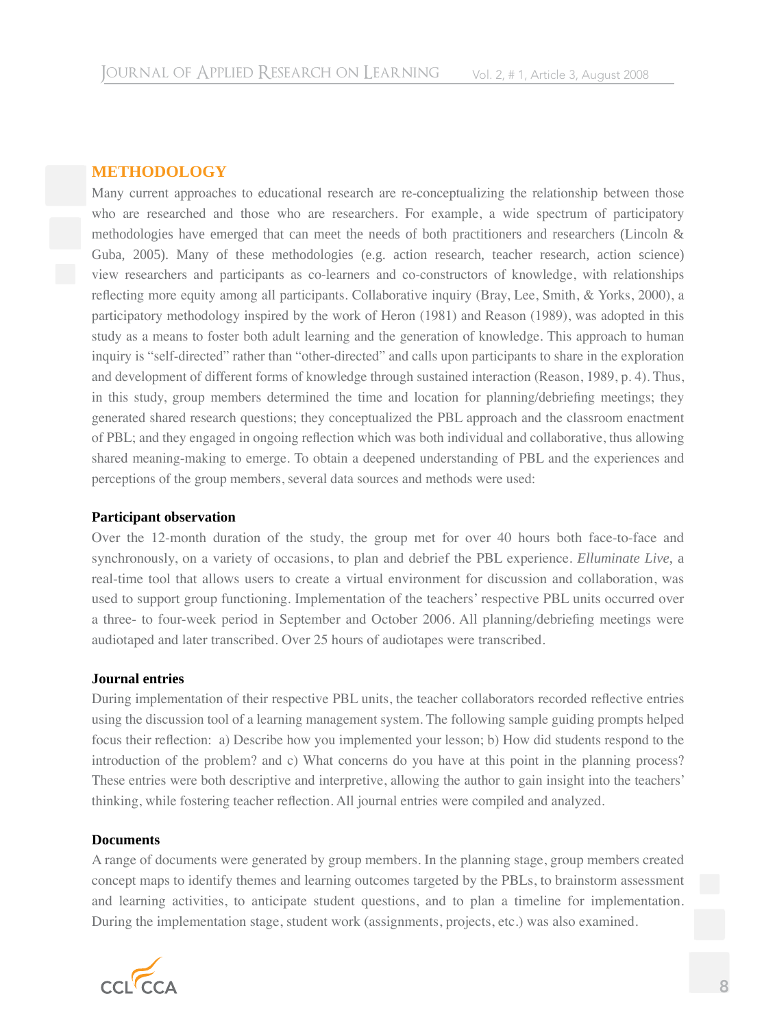## METHODOLOGY

Many current approaches to educational research are re-conceptualizing the relationship between those who are researched and those who are researchers. For example, a wide spectrum of participatory methodologies have emerged that can meet the needs of both practitioners and researchers (Lincoln & Guba, 2005). Many of these methodologies (e.g. action research, teacher research, action science) view researchers and participants as co-learners and co-constructors of knowledge, with relationships reflecting more equity among all participants. Collaborative inquiry (Bray, Lee, Smith, & Yorks, 2000), a participatory methodology inspired by the work of Heron (1981) and Reason (1989), was adopted in this study as a means to foster both adult learning and the generation of knowledge. This approach to human inquiry is "self-directed" rather than "other-directed" and calls upon participants to share in the exploration and development of different forms of knowledge through sustained interaction (Reason, 1989, p. 4). Thus, in this study, group members determined the time and location for planning/debriefing meetings; they generated shared research questions; they conceptualized the PBL approach and the classroom enactment of PBL; and they engaged in ongoing reflection which was both individual and collaborative, thus allowing shared meaning-making to emerge. To obtain a deepened understanding of PBL and the experiences and perceptions of the group members, several data sources and methods were used:

### Participant observation

Over the 12-month duration of the study, the group met for over 40 hours both face-to-face and synchronously, on a variety of occasions, to plan and debrief the PBL experience. *Elluminate Live,* a real-time tool that allows users to create a virtual environment for discussion and collaboration, was used to support group functioning. Implementation of the teachers' respective PBL units occurred over a three- to four-week period in September and October 2006. All planning/debriefing meetings were audiotaped and later transcribed. Over 25 hours of audiotapes were transcribed.

### Journal entries

During implementation of their respective PBL units, the teacher collaborators recorded reflective entries using the discussion tool of a learning management system. The following sample guiding prompts helped focus their reflection: a) Describe how you implemented your lesson; b) How did students respond to the introduction of the problem? and c) What concerns do you have at this point in the planning process? These entries were both descriptive and interpretive, allowing the author to gain insight into the teachers' thinking, while fostering teacher reflection. All journal entries were compiled and analyzed.

### Documents

A range of documents were generated by group members. In the planning stage, group members created concept maps to identify themes and learning outcomes targeted by the PBLs, to brainstorm assessment and learning activities, to anticipate student questions, and to plan a timeline for implementation. During the implementation stage, student work (assignments, projects, etc.) was also examined.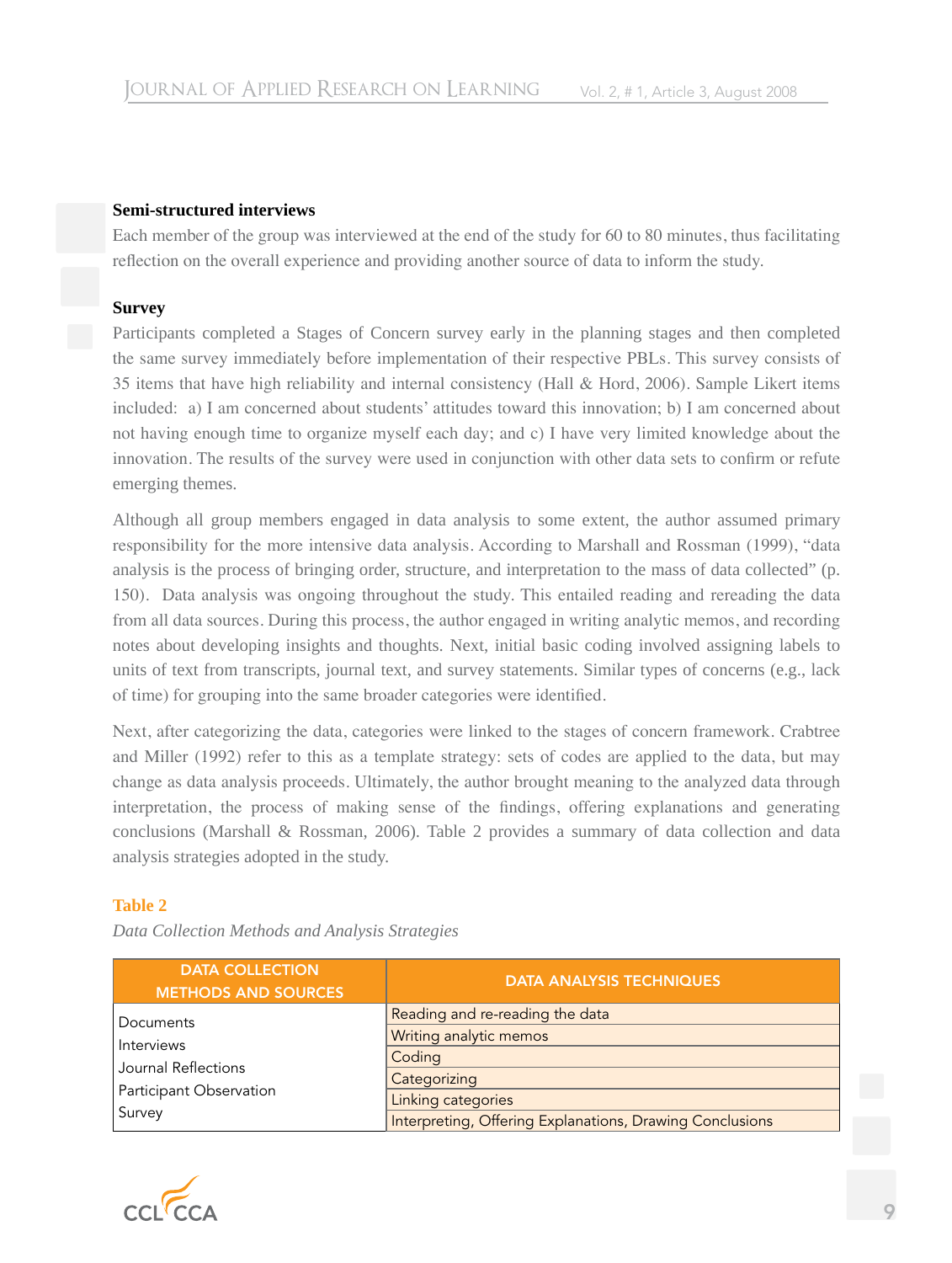**Semi-structured interviews**

Each member of the group was interviewed at the end of the study for 60 to 80 minutes, thus facilitating reflection on the overall experience and providing another source of data to inform the study.

**Survey**

Participants completed a Stages of Concern survey early in the planning stages and then completed the same survey immediately before implementation of their respective PBLs. This survey consists of 35 items that have high reliability and internal consistency (Hall & Hord, 2006). Sample Likert items included: a) I am concerned about students' attitudes toward this innovation; b) I am concerned about not having enough time to organize myself each day; and c) I have very limited knowledge about the innovation. The results of the survey were used in conjunction with other data sets to confirm or refute emerging themes.

Although all group members engaged in data analysis to some extent, the author assumed primary responsibility for the more intensive data analysis. According to Marshall and Rossman (1999), "data analysis is the process of bringing order, structure, and interpretation to the mass of data collected" (p. 150). Data analysis was ongoing throughout the study. This entailed reading and rereading the data from all data sources. During this process, the author engaged in writing analytic memos, and recording notes about developing insights and thoughts. Next, initial basic coding involved assigning labels to units of text from transcripts, journal text, and survey statements. Similar types of concerns (e.g., lack of time) for grouping into the same broader categories were identified.

Next, after categorizing the data, categories were linked to the stages of concern framework. Crabtree and Miller (1992) refer to this as a template strategy: sets of codes are applied to the data, but may change as data analysis proceeds. Ultimately, the author brought meaning to the analyzed data through interpretation, the process of making sense of the findings, offering explanations and generating conclusions (Marshall & Rossman, 2006). Table 2 provides a summary of data collection and data analysis strategies adopted in the study.

**Table 2**

*Data Collection Methods and Analysis Strategies*

| DATA COLLECTION METHODS AND SOURCES | DATA ANALYSIS TECHNIQUES |
|---|---|
| Documents | Reading and re-reading the data |
| Interviews | Writing analytic memos |
| Journal Reflections | Coding |
| Participant Observation | Categorizing |
| Survey | Linking categories |
| | Interpreting, Offering Explanations, Drawing Conclusions |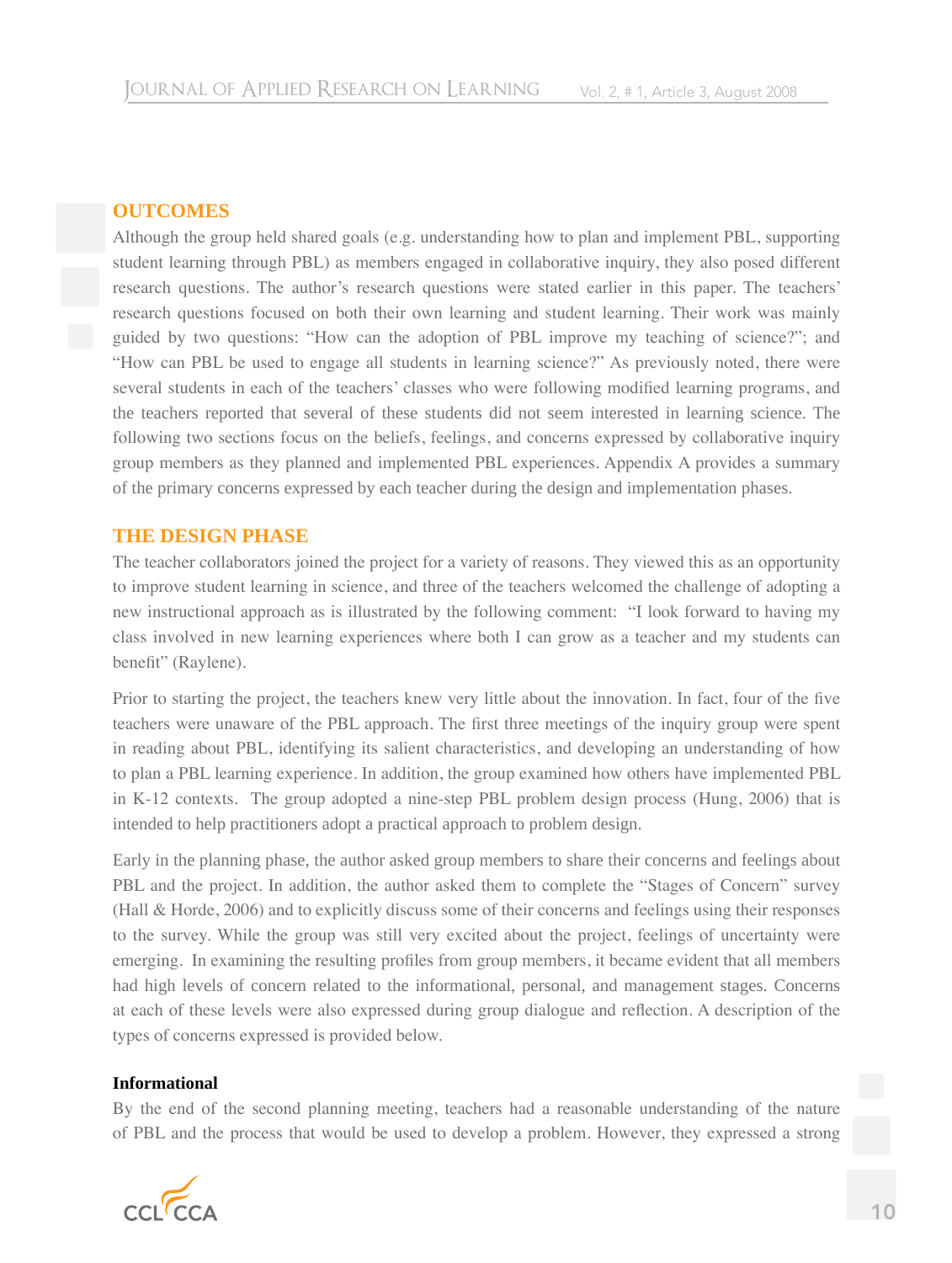## OUTCOMES

Although the group held shared goals (e.g. understanding how to plan and implement PBL, supporting student learning through PBL) as members engaged in collaborative inquiry, they also posed different research questions. The author's research questions were stated earlier in this paper. The teachers' research questions focused on both their own learning and student learning. Their work was mainly guided by two questions: "How can the adoption of PBL improve my teaching of science?"; and "How can PBL be used to engage all students in learning science?" As previously noted, there were several students in each of the teachers' classes who were following modified learning programs, and the teachers reported that several of these students did not seem interested in learning science. The following two sections focus on the beliefs, feelings, and concerns expressed by collaborative inquiry group members as they planned and implemented PBL experiences. Appendix A provides a summary of the primary concerns expressed by each teacher during the design and implementation phases.

## THE DESIGN PHASE

The teacher collaborators joined the project for a variety of reasons. They viewed this as an opportunity to improve student learning in science, and three of the teachers welcomed the challenge of adopting a new instructional approach as is illustrated by the following comment: "I look forward to having my class involved in new learning experiences where both I can grow as a teacher and my students can benefit" (Raylene).

Prior to starting the project, the teachers knew very little about the innovation. In fact, four of the five teachers were unaware of the PBL approach. The first three meetings of the inquiry group were spent in reading about PBL, identifying its salient characteristics, and developing an understanding of how to plan a PBL learning experience. In addition, the group examined how others have implemented PBL in K-12 contexts. The group adopted a nine-step PBL problem design process (Hung, 2006) that is intended to help practitioners adopt a practical approach to problem design.

Early in the planning phase, the author asked group members to share their concerns and feelings about PBL and the project. In addition, the author asked them to complete the "Stages of Concern" survey (Hall & Horde, 2006) and to explicitly discuss some of their concerns and feelings using their responses to the survey. While the group was still very excited about the project, feelings of uncertainty were emerging. In examining the resulting profiles from group members, it became evident that all members had high levels of concern related to the informational, personal, and management stages. Concerns at each of these levels were also expressed during group dialogue and reflection. A description of the types of concerns expressed is provided below.

### Informational

By the end of the second planning meeting, teachers had a reasonable understanding of the nature of PBL and the process that would be used to develop a problem. However, they expressed a strong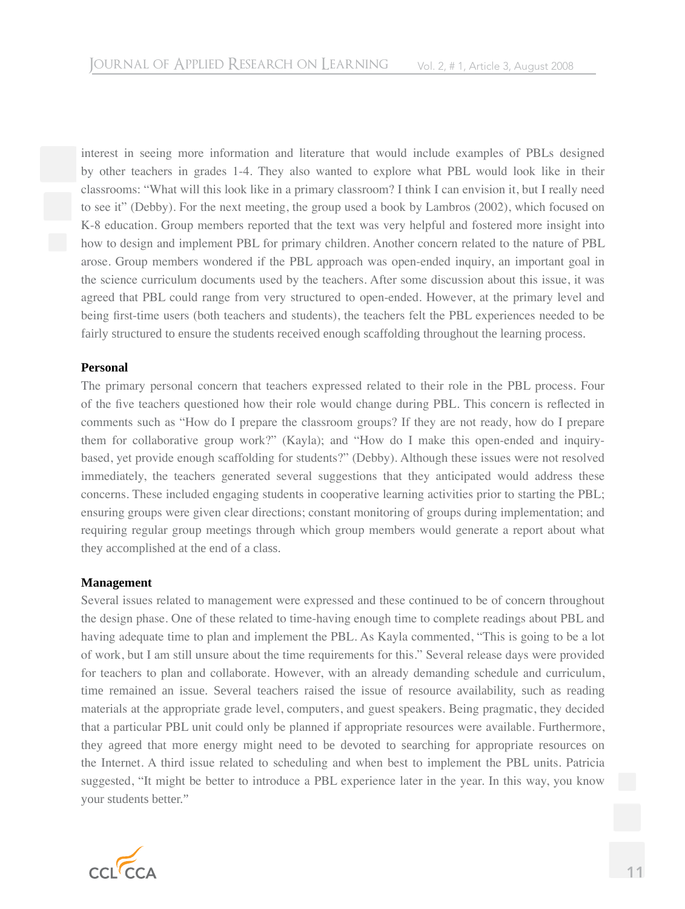interest in seeing more information and literature that would include examples of PBLs designed by other teachers in grades 1-4. They also wanted to explore what PBL would look like in their classrooms: "What will this look like in a primary classroom? I think I can envision it, but I really need to see it" (Debby). For the next meeting, the group used a book by Lambros (2002), which focused on K-8 education. Group members reported that the text was very helpful and fostered more insight into how to design and implement PBL for primary children. Another concern related to the nature of PBL arose. Group members wondered if the PBL approach was open-ended inquiry, an important goal in the science curriculum documents used by the teachers. After some discussion about this issue, it was agreed that PBL could range from very structured to open-ended. However, at the primary level and being first-time users (both teachers and students), the teachers felt the PBL experiences needed to be fairly structured to ensure the students received enough scaffolding throughout the learning process.

**Personal**

The primary personal concern that teachers expressed related to their role in the PBL process. Four of the five teachers questioned how their role would change during PBL. This concern is reflected in comments such as "How do I prepare the classroom groups? If they are not ready, how do I prepare them for collaborative group work?" (Kayla); and "How do I make this open-ended and inquiry-based, yet provide enough scaffolding for students?" (Debby). Although these issues were not resolved immediately, the teachers generated several suggestions that they anticipated would address these concerns. These included engaging students in cooperative learning activities prior to starting the PBL; ensuring groups were given clear directions; constant monitoring of groups during implementation; and requiring regular group meetings through which group members would generate a report about what they accomplished at the end of a class.

**Management**

Several issues related to management were expressed and these continued to be of concern throughout the design phase. One of these related to time-having enough time to complete readings about PBL and having adequate time to plan and implement the PBL. As Kayla commented, "This is going to be a lot of work, but I am still unsure about the time requirements for this." Several release days were provided for teachers to plan and collaborate. However, with an already demanding schedule and curriculum, time remained an issue. Several teachers raised the issue of resource availability, such as reading materials at the appropriate grade level, computers, and guest speakers. Being pragmatic, they decided that a particular PBL unit could only be planned if appropriate resources were available. Furthermore, they agreed that more energy might need to be devoted to searching for appropriate resources on the Internet. A third issue related to scheduling and when best to implement the PBL units. Patricia suggested, "It might be better to introduce a PBL experience later in the year. In this way, you know your students better."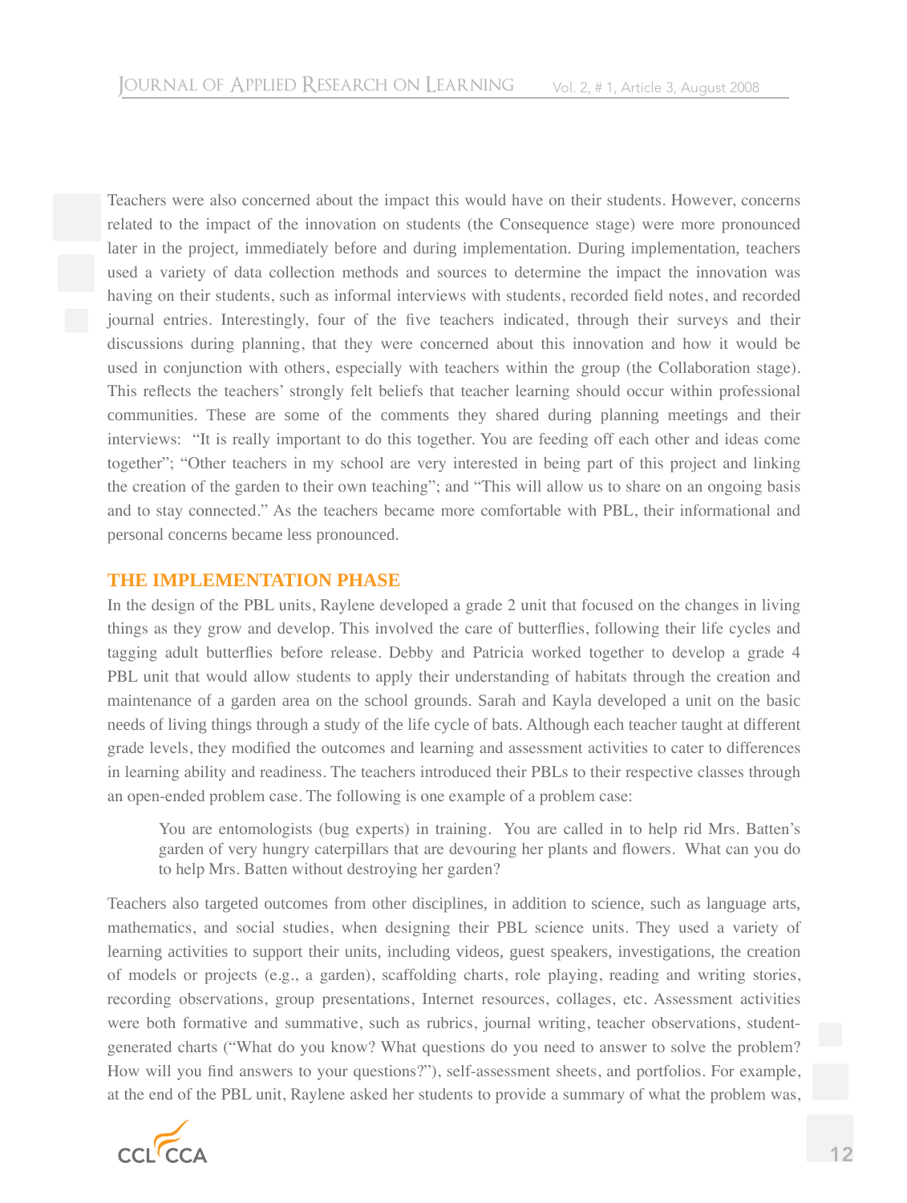Teachers were also concerned about the impact this would have on their students. However, concerns related to the impact of the innovation on students (the Consequence stage) were more pronounced later in the project, immediately before and during implementation. During implementation, teachers used a variety of data collection methods and sources to determine the impact the innovation was having on their students, such as informal interviews with students, recorded field notes, and recorded journal entries. Interestingly, four of the five teachers indicated, through their surveys and their discussions during planning, that they were concerned about this innovation and how it would be used in conjunction with others, especially with teachers within the group (the Collaboration stage). This reflects the teachers' strongly felt beliefs that teacher learning should occur within professional communities. These are some of the comments they shared during planning meetings and their interviews: "It is really important to do this together. You are feeding off each other and ideas come together"; "Other teachers in my school are very interested in being part of this project and linking the creation of the garden to their own teaching"; and "This will allow us to share on an ongoing basis and to stay connected." As the teachers became more comfortable with PBL, their informational and personal concerns became less pronounced.

## THE IMPLEMENTATION PHASE

In the design of the PBL units, Raylene developed a grade 2 unit that focused on the changes in living things as they grow and develop. This involved the care of butterflies, following their life cycles and tagging adult butterflies before release. Debby and Patricia worked together to develop a grade 4 PBL unit that would allow students to apply their understanding of habitats through the creation and maintenance of a garden area on the school grounds. Sarah and Kayla developed a unit on the basic needs of living things through a study of the life cycle of bats. Although each teacher taught at different grade levels, they modified the outcomes and learning and assessment activities to cater to differences in learning ability and readiness. The teachers introduced their PBLs to their respective classes through an open-ended problem case. The following is one example of a problem case:

> You are entomologists (bug experts) in training. You are called in to help rid Mrs. Batten's garden of very hungry caterpillars that are devouring her plants and flowers. What can you do to help Mrs. Batten without destroying her garden?

Teachers also targeted outcomes from other disciplines, in addition to science, such as language arts, mathematics, and social studies, when designing their PBL science units. They used a variety of learning activities to support their units, including videos, guest speakers, investigations, the creation of models or projects (e.g., a garden), scaffolding charts, role playing, reading and writing stories, recording observations, group presentations, Internet resources, collages, etc. Assessment activities were both formative and summative, such as rubrics, journal writing, teacher observations, student-generated charts ("What do you know? What questions do you need to answer to solve the problem? How will you find answers to your questions?"), self-assessment sheets, and portfolios. For example, at the end of the PBL unit, Raylene asked her students to provide a summary of what the problem was,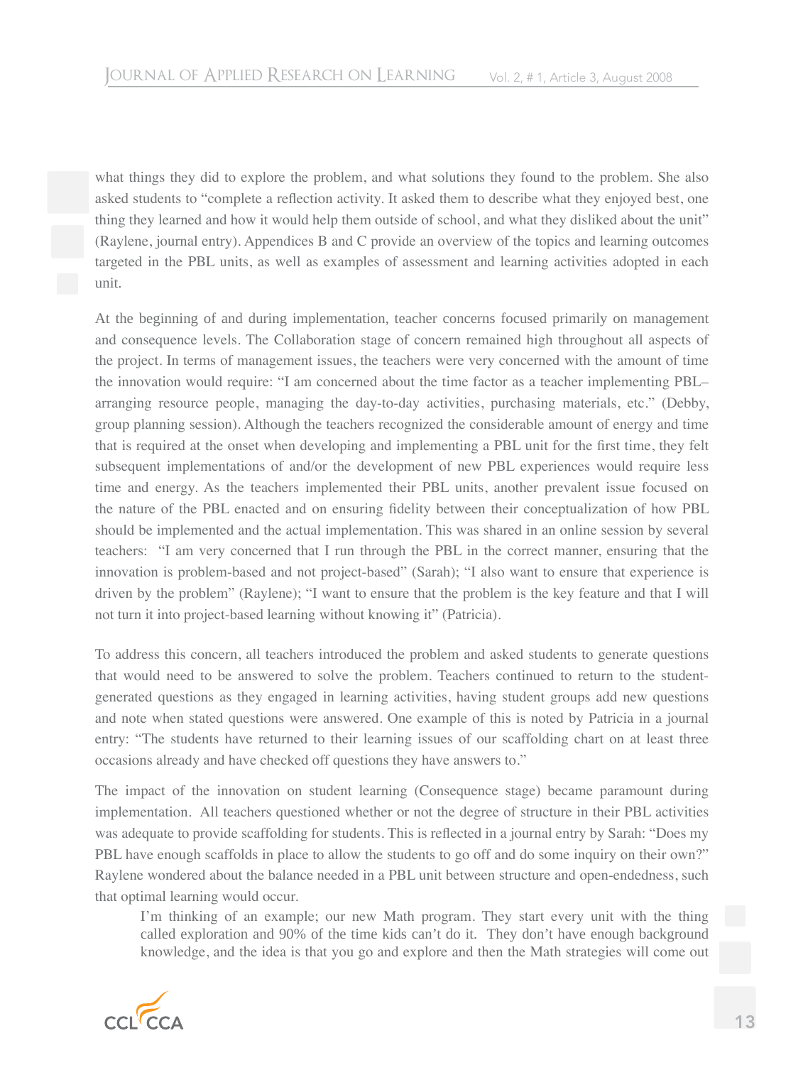what things they did to explore the problem, and what solutions they found to the problem. She also asked students to "complete a reflection activity. It asked them to describe what they enjoyed best, one thing they learned and how it would help them outside of school, and what they disliked about the unit" (Raylene, journal entry). Appendices B and C provide an overview of the topics and learning outcomes targeted in the PBL units, as well as examples of assessment and learning activities adopted in each unit.

At the beginning of and during implementation, teacher concerns focused primarily on management and consequence levels. The Collaboration stage of concern remained high throughout all aspects of the project. In terms of management issues, the teachers were very concerned with the amount of time the innovation would require: "I am concerned about the time factor as a teacher implementing PBL–arranging resource people, managing the day-to-day activities, purchasing materials, etc." (Debby, group planning session). Although the teachers recognized the considerable amount of energy and time that is required at the onset when developing and implementing a PBL unit for the first time, they felt subsequent implementations of and/or the development of new PBL experiences would require less time and energy. As the teachers implemented their PBL units, another prevalent issue focused on the nature of the PBL enacted and on ensuring fidelity between their conceptualization of how PBL should be implemented and the actual implementation. This was shared in an online session by several teachers: "I am very concerned that I run through the PBL in the correct manner, ensuring that the innovation is problem-based and not project-based" (Sarah); "I also want to ensure that experience is driven by the problem" (Raylene); "I want to ensure that the problem is the key feature and that I will not turn it into project-based learning without knowing it" (Patricia).

To address this concern, all teachers introduced the problem and asked students to generate questions that would need to be answered to solve the problem. Teachers continued to return to the student-generated questions as they engaged in learning activities, having student groups add new questions and note when stated questions were answered. One example of this is noted by Patricia in a journal entry: "The students have returned to their learning issues of our scaffolding chart on at least three occasions already and have checked off questions they have answers to."

The impact of the innovation on student learning (Consequence stage) became paramount during implementation. All teachers questioned whether or not the degree of structure in their PBL activities was adequate to provide scaffolding for students. This is reflected in a journal entry by Sarah: "Does my PBL have enough scaffolds in place to allow the students to go off and do some inquiry on their own?" Raylene wondered about the balance needed in a PBL unit between structure and open-endedness, such that optimal learning would occur.

> I'm thinking of an example; our new Math program. They start every unit with the thing called exploration and 90% of the time kids can't do it. They don't have enough background knowledge, and the idea is that you go and explore and then the Math strategies will come out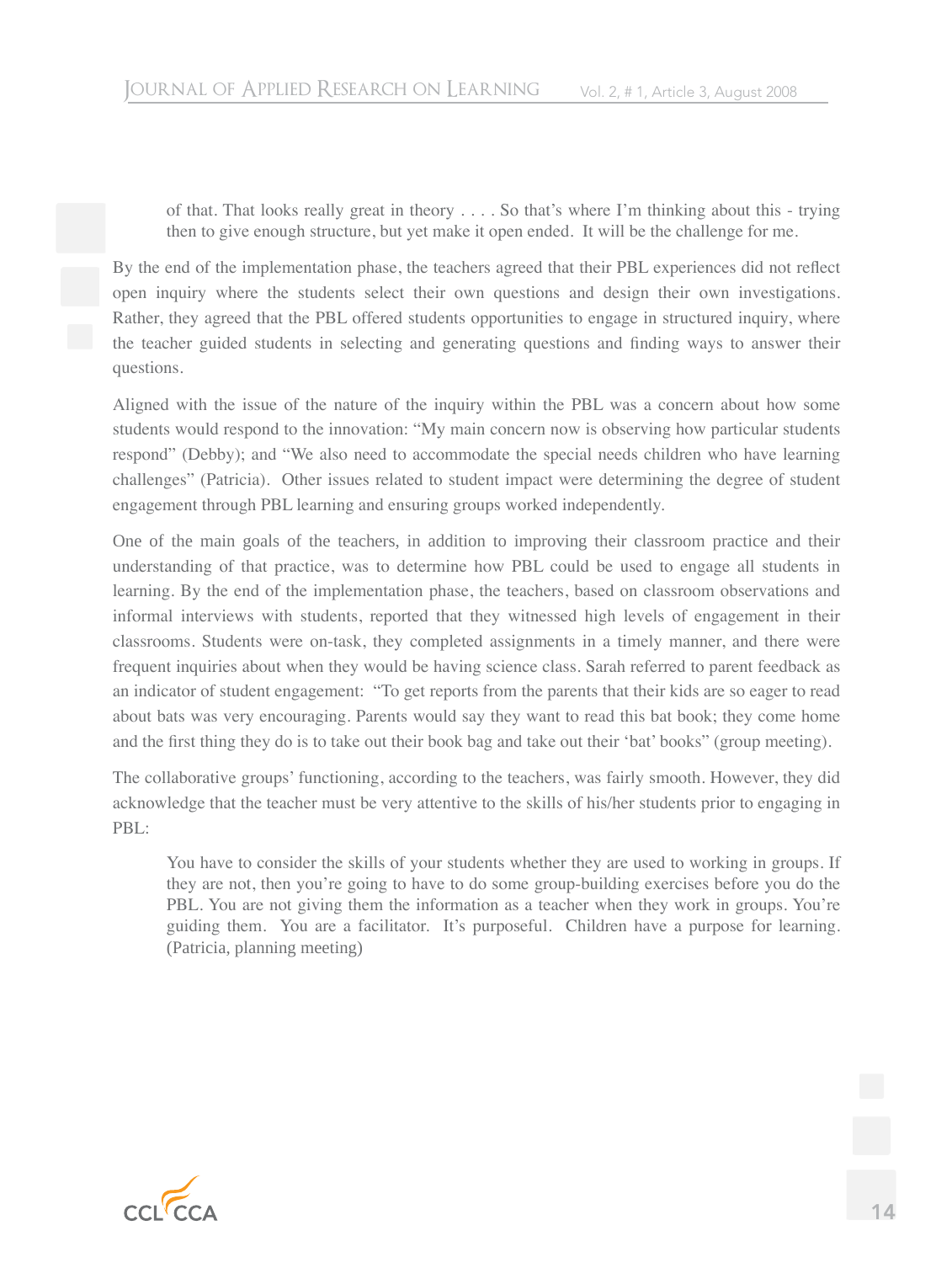> of that. That looks really great in theory . . . . So that's where I'm thinking about this - trying then to give enough structure, but yet make it open ended. It will be the challenge for me.

By the end of the implementation phase, the teachers agreed that their PBL experiences did not reflect open inquiry where the students select their own questions and design their own investigations. Rather, they agreed that the PBL offered students opportunities to engage in structured inquiry, where the teacher guided students in selecting and generating questions and finding ways to answer their questions.

Aligned with the issue of the nature of the inquiry within the PBL was a concern about how some students would respond to the innovation: "My main concern now is observing how particular students respond" (Debby); and "We also need to accommodate the special needs children who have learning challenges" (Patricia). Other issues related to student impact were determining the degree of student engagement through PBL learning and ensuring groups worked independently.

One of the main goals of the teachers, in addition to improving their classroom practice and their understanding of that practice, was to determine how PBL could be used to engage all students in learning. By the end of the implementation phase, the teachers, based on classroom observations and informal interviews with students, reported that they witnessed high levels of engagement in their classrooms. Students were on-task, they completed assignments in a timely manner, and there were frequent inquiries about when they would be having science class. Sarah referred to parent feedback as an indicator of student engagement: "To get reports from the parents that their kids are so eager to read about bats was very encouraging. Parents would say they want to read this bat book; they come home and the first thing they do is to take out their book bag and take out their 'bat' books" (group meeting).

The collaborative groups' functioning, according to the teachers, was fairly smooth. However, they did acknowledge that the teacher must be very attentive to the skills of his/her students prior to engaging in PBL:

> You have to consider the skills of your students whether they are used to working in groups. If they are not, then you're going to have to do some group-building exercises before you do the PBL. You are not giving them the information as a teacher when they work in groups. You're guiding them. You are a facilitator. It's purposeful. Children have a purpose for learning. (Patricia, planning meeting)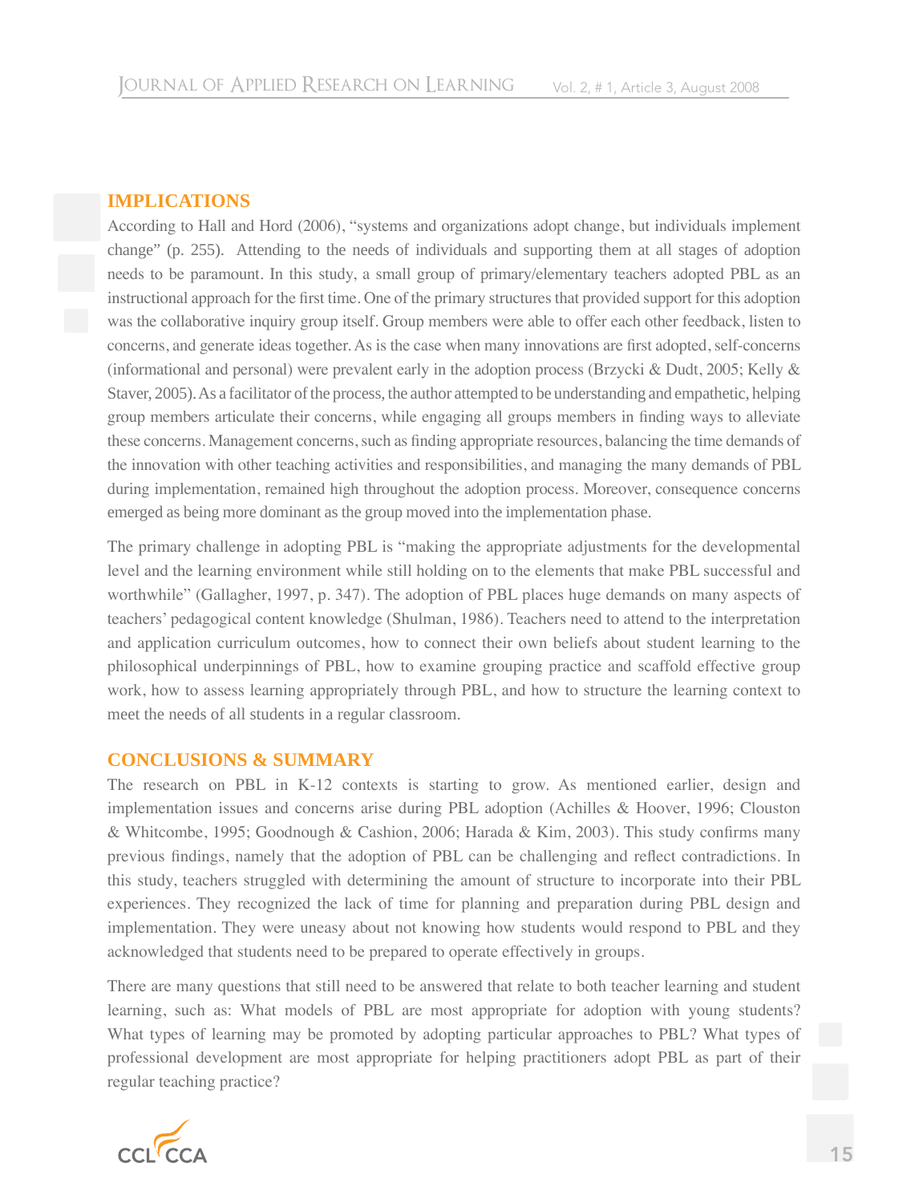## IMPLICATIONS

According to Hall and Hord (2006), "systems and organizations adopt change, but individuals implement change" (p. 255). Attending to the needs of individuals and supporting them at all stages of adoption needs to be paramount. In this study, a small group of primary/elementary teachers adopted PBL as an instructional approach for the first time. One of the primary structures that provided support for this adoption was the collaborative inquiry group itself. Group members were able to offer each other feedback, listen to concerns, and generate ideas together. As is the case when many innovations are first adopted, self-concerns (informational and personal) were prevalent early in the adoption process (Brzycki & Dudt, 2005; Kelly & Staver, 2005). As a facilitator of the process, the author attempted to be understanding and empathetic, helping group members articulate their concerns, while engaging all groups members in finding ways to alleviate these concerns. Management concerns, such as finding appropriate resources, balancing the time demands of the innovation with other teaching activities and responsibilities, and managing the many demands of PBL during implementation, remained high throughout the adoption process. Moreover, consequence concerns emerged as being more dominant as the group moved into the implementation phase.

The primary challenge in adopting PBL is "making the appropriate adjustments for the developmental level and the learning environment while still holding on to the elements that make PBL successful and worthwhile" (Gallagher, 1997, p. 347). The adoption of PBL places huge demands on many aspects of teachers' pedagogical content knowledge (Shulman, 1986). Teachers need to attend to the interpretation and application curriculum outcomes, how to connect their own beliefs about student learning to the philosophical underpinnings of PBL, how to examine grouping practice and scaffold effective group work, how to assess learning appropriately through PBL, and how to structure the learning context to meet the needs of all students in a regular classroom.

## CONCLUSIONS & SUMMARY

The research on PBL in K-12 contexts is starting to grow. As mentioned earlier, design and implementation issues and concerns arise during PBL adoption (Achilles & Hoover, 1996; Clouston & Whitcombe, 1995; Goodnough & Cashion, 2006; Harada & Kim, 2003). This study confirms many previous findings, namely that the adoption of PBL can be challenging and reflect contradictions. In this study, teachers struggled with determining the amount of structure to incorporate into their PBL experiences. They recognized the lack of time for planning and preparation during PBL design and implementation. They were uneasy about not knowing how students would respond to PBL and they acknowledged that students need to be prepared to operate effectively in groups.

There are many questions that still need to be answered that relate to both teacher learning and student learning, such as: What models of PBL are most appropriate for adoption with young students? What types of learning may be promoted by adopting particular approaches to PBL? What types of professional development are most appropriate for helping practitioners adopt PBL as part of their regular teaching practice?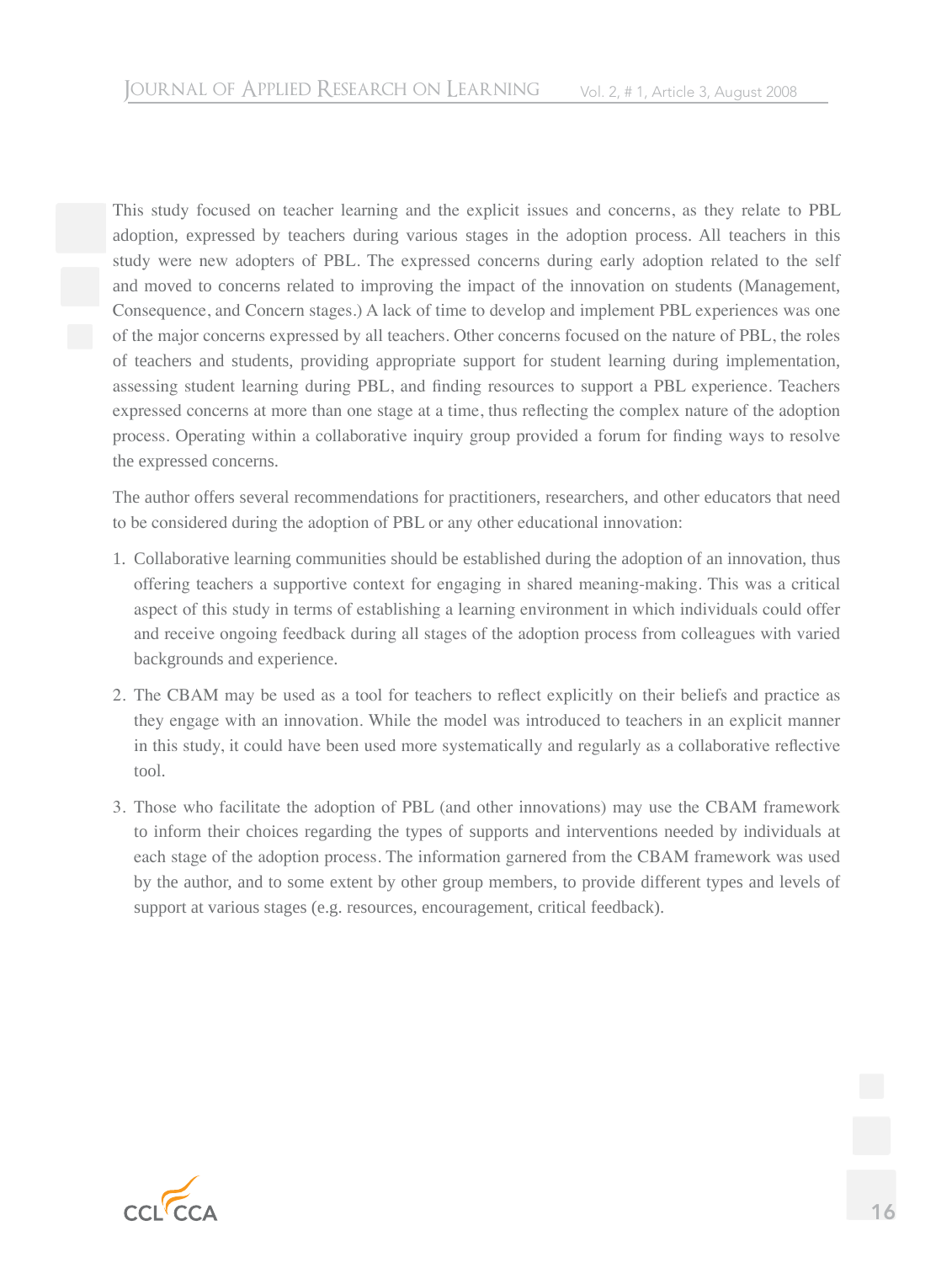This study focused on teacher learning and the explicit issues and concerns, as they relate to PBL adoption, expressed by teachers during various stages in the adoption process. All teachers in this study were new adopters of PBL. The expressed concerns during early adoption related to the self and moved to concerns related to improving the impact of the innovation on students (Management, Consequence, and Concern stages.) A lack of time to develop and implement PBL experiences was one of the major concerns expressed by all teachers. Other concerns focused on the nature of PBL, the roles of teachers and students, providing appropriate support for student learning during implementation, assessing student learning during PBL, and finding resources to support a PBL experience. Teachers expressed concerns at more than one stage at a time, thus reflecting the complex nature of the adoption process. Operating within a collaborative inquiry group provided a forum for finding ways to resolve the expressed concerns.

The author offers several recommendations for practitioners, researchers, and other educators that need to be considered during the adoption of PBL or any other educational innovation:

1. Collaborative learning communities should be established during the adoption of an innovation, thus offering teachers a supportive context for engaging in shared meaning-making. This was a critical aspect of this study in terms of establishing a learning environment in which individuals could offer and receive ongoing feedback during all stages of the adoption process from colleagues with varied backgrounds and experience.

2. The CBAM may be used as a tool for teachers to reflect explicitly on their beliefs and practice as they engage with an innovation. While the model was introduced to teachers in an explicit manner in this study, it could have been used more systematically and regularly as a collaborative reflective tool.

3. Those who facilitate the adoption of PBL (and other innovations) may use the CBAM framework to inform their choices regarding the types of supports and interventions needed by individuals at each stage of the adoption process. The information garnered from the CBAM framework was used by the author, and to some extent by other group members, to provide different types and levels of support at various stages (e.g. resources, encouragement, critical feedback).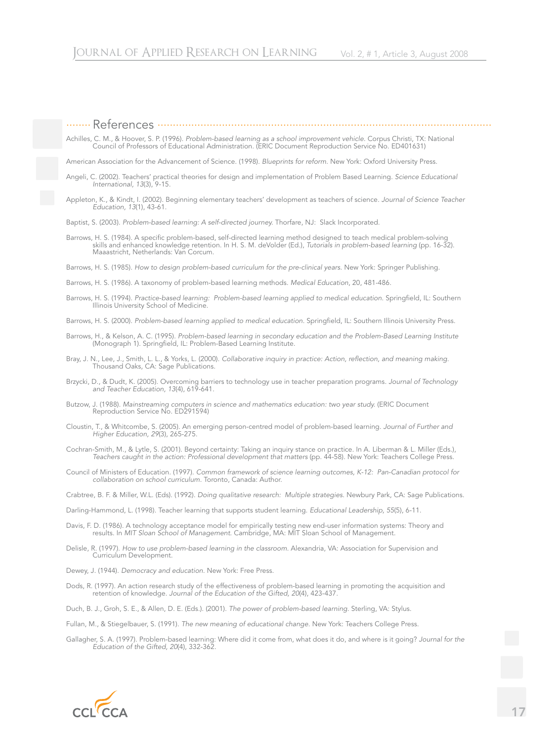## References

Achilles, C. M., & Hoover, S. P. (1996). *Problem-based learning as a school improvement vehicle.* Corpus Christi, TX: National Council of Professors of Educational Administration. (ERIC Document Reproduction Service No. ED401631)

American Association for the Advancement of Science. (1998). *Blueprints for reform.* New York: Oxford University Press.

Angeli, C. (2002). Teachers' practical theories for design and implementation of Problem Based Learning. *Science Educational International, 13*(3), 9-15.

Appleton, K., & Kindt, I. (2002). Beginning elementary teachers' development as teachers of science. *Journal of Science Teacher Education, 13*(1), 43-61.

Baptist, S. (2003). *Problem-based learning: A self-directed journey.* Thorfare, NJ: Slack Incorporated.

Barrows, H. S. (1984). A specific problem-based, self-directed learning method designed to teach medical problem-solving skills and enhanced knowledge retention. In H. S. M. deVolder (Ed.), *Tutorials in problem-based learning* (pp. 16-32). Maaastricht, Netherlands: Van Corcum.

Barrows, H. S. (1985). *How to design problem-based curriculum for the pre-clinical years.* New York: Springer Publishing.

Barrows, H. S. (1986). A taxonomy of problem-based learning methods. *Medical Education*, 20, 481-486.

Barrows, H. S. (1994). *Practice-based learning: Problem-based learning applied to medical education.* Springfield, IL: Southern Illinois University School of Medicine.

Barrows, H. S. (2000). *Problem-based learning applied to medical education.* Springfield, IL: Southern Illinois University Press.

Barrows, H., & Kelson, A. C. (1995). *Problem-based learning in secondary education and the Problem-Based Learning Institute* (Monograph 1). Springfield, IL: Problem-Based Learning Institute.

Bray, J. N., Lee, J., Smith, L. L., & Yorks, L. (2000). *Collaborative inquiry in practice: Action, reflection, and meaning making.* Thousand Oaks, CA: Sage Publications.

Brzycki, D., & Dudt, K. (2005). Overcoming barriers to technology use in teacher preparation programs. *Journal of Technology and Teacher Education, 13*(4), 619-641.

Butzow, J. (1988). *Mainstreaming computers in science and mathematics education: two year study.* (ERIC Document Reproduction Service No. ED291594)

Cloustin, T., & Whitcombe, S. (2005). An emerging person-centred model of problem-based learning. *Journal of Further and Higher Education, 29*(3), 265-275.

Cochran-Smith, M., & Lytle, S. (2001). Beyond certainty: Taking an inquiry stance on practice. In A. Liberman & L. Miller (Eds.), *Teachers caught in the action: Professional development that matters* (pp. 44-58). New York: Teachers College Press.

Council of Ministers of Education. (1997). *Common framework of science learning outcomes, K-12: Pan-Canadian protocol for collaboration on school curriculum.* Toronto, Canada: Author.

Crabtree, B. F. & Miller, W.L. (Eds). (1992). *Doing qualitative research: Multiple strategies.* Newbury Park, CA: Sage Publications.

Darling-Hammond, L. (1998). Teacher learning that supports student learning. *Educational Leadership, 55*(5), 6-11.

Davis, F. D. (1986). A technology acceptance model for empirically testing new end-user information systems: Theory and results. In *MIT Sloan School of Management.* Cambridge, MA: MIT Sloan School of Management.

Delisle, R. (1997). *How to use problem-based learning in the classroom.* Alexandria, VA: Association for Supervision and Curriculum Development.

Dewey, J. (1944). *Democracy and education.* New York: Free Press.

Dods, R. (1997). An action research study of the effectiveness of problem-based learning in promoting the acquisition and retention of knowledge. *Journal of the Education of the Gifted, 20*(4), 423-437.

Duch, B. J., Groh, S. E., & Allen, D. E. (Eds.). (2001). *The power of problem-based learning.* Sterling, VA: Stylus.

Fullan, M., & Stiegelbauer, S. (1991). *The new meaning of educational change.* New York: Teachers College Press.

Gallagher, S. A. (1997). Problem-based learning: Where did it come from, what does it do, and where is it going? *Journal for the Education of the Gifted, 20*(4), 332-362.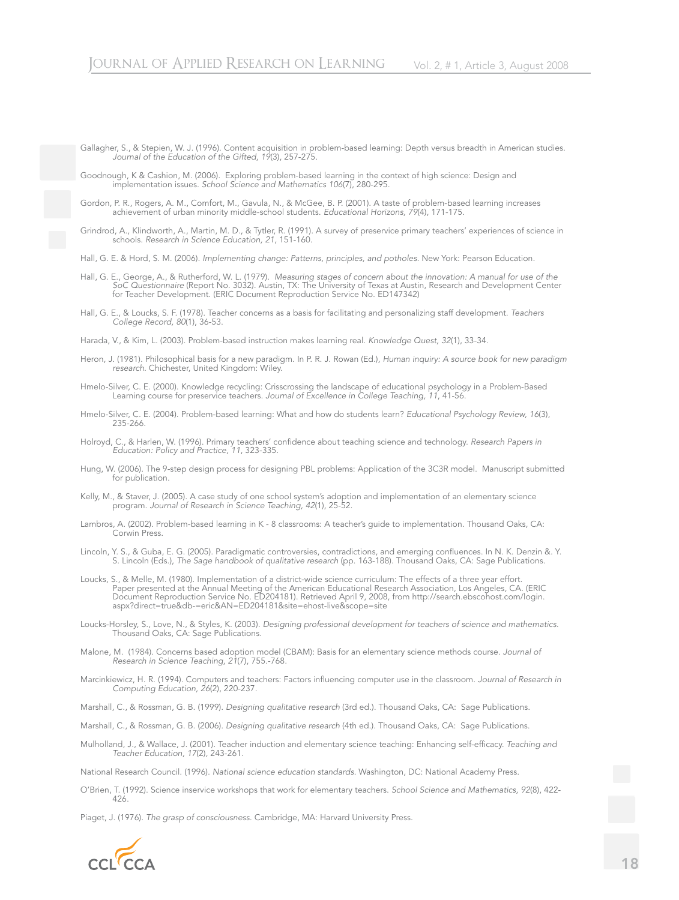Gallagher, S., & Stepien, W. J. (1996). Content acquisition in problem-based learning: Depth versus breadth in American studies. *Journal of the Education of the Gifted, 19*(3), 257-275.

Goodnough, K & Cashion, M. (2006). Exploring problem-based learning in the context of high science: Design and implementation issues. *School Science and Mathematics 106*(7), 280-295.

Gordon, P. R., Rogers, A. M., Comfort, M., Gavula, N., & McGee, B. P. (2001). A taste of problem-based learning increases achievement of urban minority middle-school students. *Educational Horizons, 79*(4), 171-175.

Grindrod, A., Klindworth, A., Martin, M. D., & Tytler, R. (1991). A survey of preservice primary teachers' experiences of science in schools. *Research in Science Education, 21*, 151-160.

Hall, G. E. & Hord, S. M. (2006). *Implementing change: Patterns, principles, and potholes.* New York: Pearson Education.

Hall, G. E., George, A., & Rutherford, W. L. (1979). *Measuring stages of concern about the innovation: A manual for use of the SoC Questionnaire* (Report No. 3032). Austin, TX: The University of Texas at Austin, Research and Development Center for Teacher Development. (ERIC Document Reproduction Service No. ED147342)

Hall, G. E., & Loucks, S. F. (1978). Teacher concerns as a basis for facilitating and personalizing staff development. *Teachers College Record, 80*(1), 36-53.

Harada, V., & Kim, L. (2003). Problem-based instruction makes learning real. *Knowledge Quest, 32*(1), 33-34.

Heron, J. (1981). Philosophical basis for a new paradigm. In P. R. J. Rowan (Ed.), *Human inquiry: A source book for new paradigm research.* Chichester, United Kingdom: Wiley.

Hmelo-Silver, C. E. (2000). Knowledge recycling: Crisscrossing the landscape of educational psychology in a Problem-Based Learning course for preservice teachers. *Journal of Excellence in College Teaching, 11*, 41-56.

Hmelo-Silver, C. E. (2004). Problem-based learning: What and how do students learn? *Educational Psychology Review, 16*(3), 235-266.

Holroyd, C., & Harlen, W. (1996). Primary teachers' confidence about teaching science and technology. *Research Papers in Education: Policy and Practice, 11*, 323-335.

Hung, W. (2006). The 9-step design process for designing PBL problems: Application of the 3C3R model. Manuscript submitted for publication.

Kelly, M., & Staver, J. (2005). A case study of one school system's adoption and implementation of an elementary science program. *Journal of Research in Science Teaching, 42*(1), 25-52.

Lambros, A. (2002). Problem-based learning in K - 8 classrooms: A teacher's guide to implementation. Thousand Oaks, CA: Corwin Press.

Lincoln, Y. S., & Guba, E. G. (2005). Paradigmatic controversies, contradictions, and emerging confluences. In N. K. Denzin &. Y. S. Lincoln (Eds.), *The Sage handbook of qualitative research* (pp. 163-188). Thousand Oaks, CA: Sage Publications.

Loucks, S., & Melle, M. (1980). Implementation of a district-wide science curriculum: The effects of a three year effort. Paper presented at the Annual Meeting of the American Educational Research Association, Los Angeles, CA. (ERIC Document Reproduction Service No. ED204181). Retrieved April 9, 2008, from http://search.ebscohost.com/login.aspx?direct=true&db-=eric&AN=ED204181&site=ehost-live&scope=site

Loucks-Horsley, S., Love, N., & Styles, K. (2003). *Designing professional development for teachers of science and mathematics.* Thousand Oaks, CA: Sage Publications.

Malone, M. (1984). Concerns based adoption model (CBAM): Basis for an elementary science methods course. *Journal of Research in Science Teaching, 21*(7), 755.-768.

Marcinkiewicz, H. R. (1994). Computers and teachers: Factors influencing computer use in the classroom. *Journal of Research in Computing Education, 26*(2), 220-237.

Marshall, C., & Rossman, G. B. (1999). *Designing qualitative research* (3rd ed.). Thousand Oaks, CA: Sage Publications.

Marshall, C., & Rossman, G. B. (2006). *Designing qualitative research* (4th ed.). Thousand Oaks, CA: Sage Publications.

Mulholland, J., & Wallace, J. (2001). Teacher induction and elementary science teaching: Enhancing self-efficacy. *Teaching and Teacher Education, 17*(2), 243-261.

National Research Council. (1996). *National science education standards.* Washington, DC: National Academy Press.

O'Brien, T. (1992). Science inservice workshops that work for elementary teachers. *School Science and Mathematics, 92*(8), 422-426.

Piaget, J. (1976). *The grasp of consciousness.* Cambridge, MA: Harvard University Press.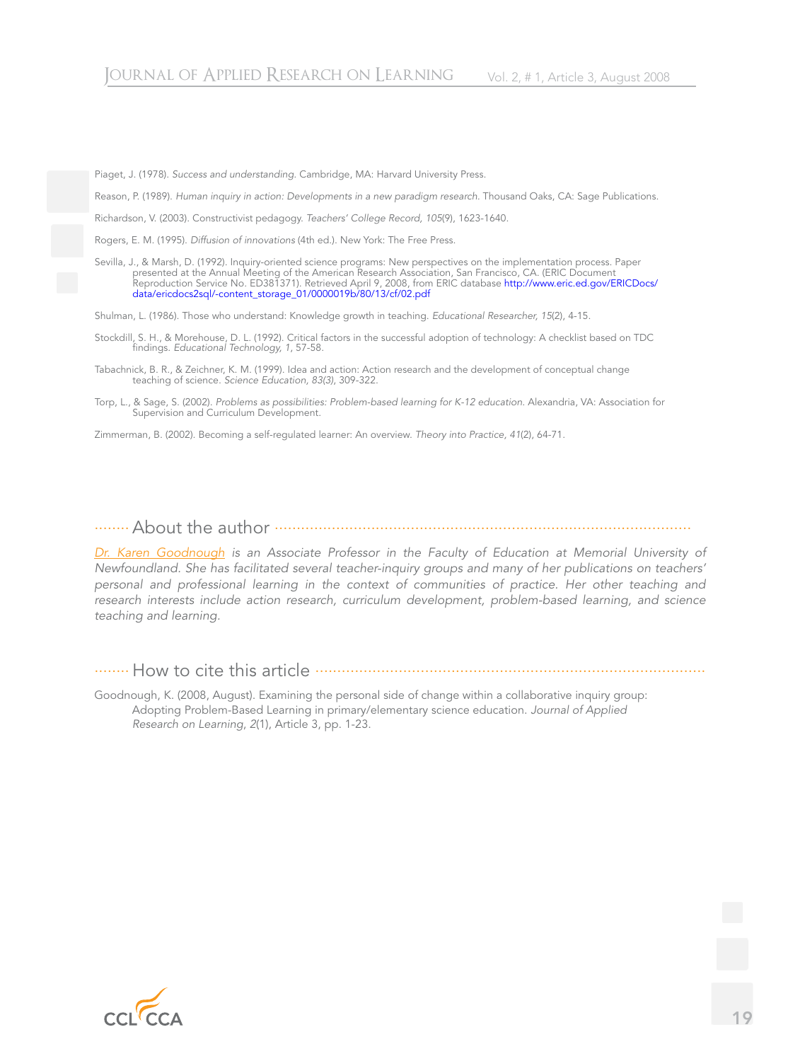Piaget, J. (1978). *Success and understanding*. Cambridge, MA: Harvard University Press.

Reason, P. (1989). *Human inquiry in action: Developments in a new paradigm research*. Thousand Oaks, CA: Sage Publications.

Richardson, V. (2003). Constructivist pedagogy. *Teachers' College Record, 105*(9), 1623-1640.

Rogers, E. M. (1995). *Diffusion of innovations* (4th ed.). New York: The Free Press.

Sevilla, J., & Marsh, D. (1992). Inquiry-oriented science programs: New perspectives on the implementation process. Paper presented at the Annual Meeting of the American Research Association, San Francisco, CA. (ERIC Document Reproduction Service No. ED381371). Retrieved April 9, 2008, from ERIC database http://www.eric.ed.gov/ERICDocs/data/ericdocs2sql/-content_storage_01/0000019b/80/13/cf/02.pdf

Shulman, L. (1986). Those who understand: Knowledge growth in teaching. *Educational Researcher, 15*(2), 4-15.

Stockdill, S. H., & Morehouse, D. L. (1992). Critical factors in the successful adoption of technology: A checklist based on TDC findings. *Educational Technology, 1*, 57-58.

Tabachnick, B. R., & Zeichner, K. M. (1999). Idea and action: Action research and the development of conceptual change teaching of science. *Science Education, 83(3)*, 309-322.

Torp, L., & Sage, S. (2002). *Problems as possibilities: Problem-based learning for K-12 education*. Alexandria, VA: Association for Supervision and Curriculum Development.

Zimmerman, B. (2002). Becoming a self-regulated learner: An overview. *Theory into Practice, 41*(2), 64-71.

## About the author

*Dr. Karen Goodnough is an Associate Professor in the Faculty of Education at Memorial University of Newfoundland. She has facilitated several teacher-inquiry groups and many of her publications on teachers' personal and professional learning in the context of communities of practice. Her other teaching and research interests include action research, curriculum development, problem-based learning, and science teaching and learning.*

## How to cite this article

Goodnough, K. (2008, August). Examining the personal side of change within a collaborative inquiry group: Adopting Problem-Based Learning in primary/elementary science education. *Journal of Applied Research on Learning*, *2*(1), Article 3, pp. 1-23.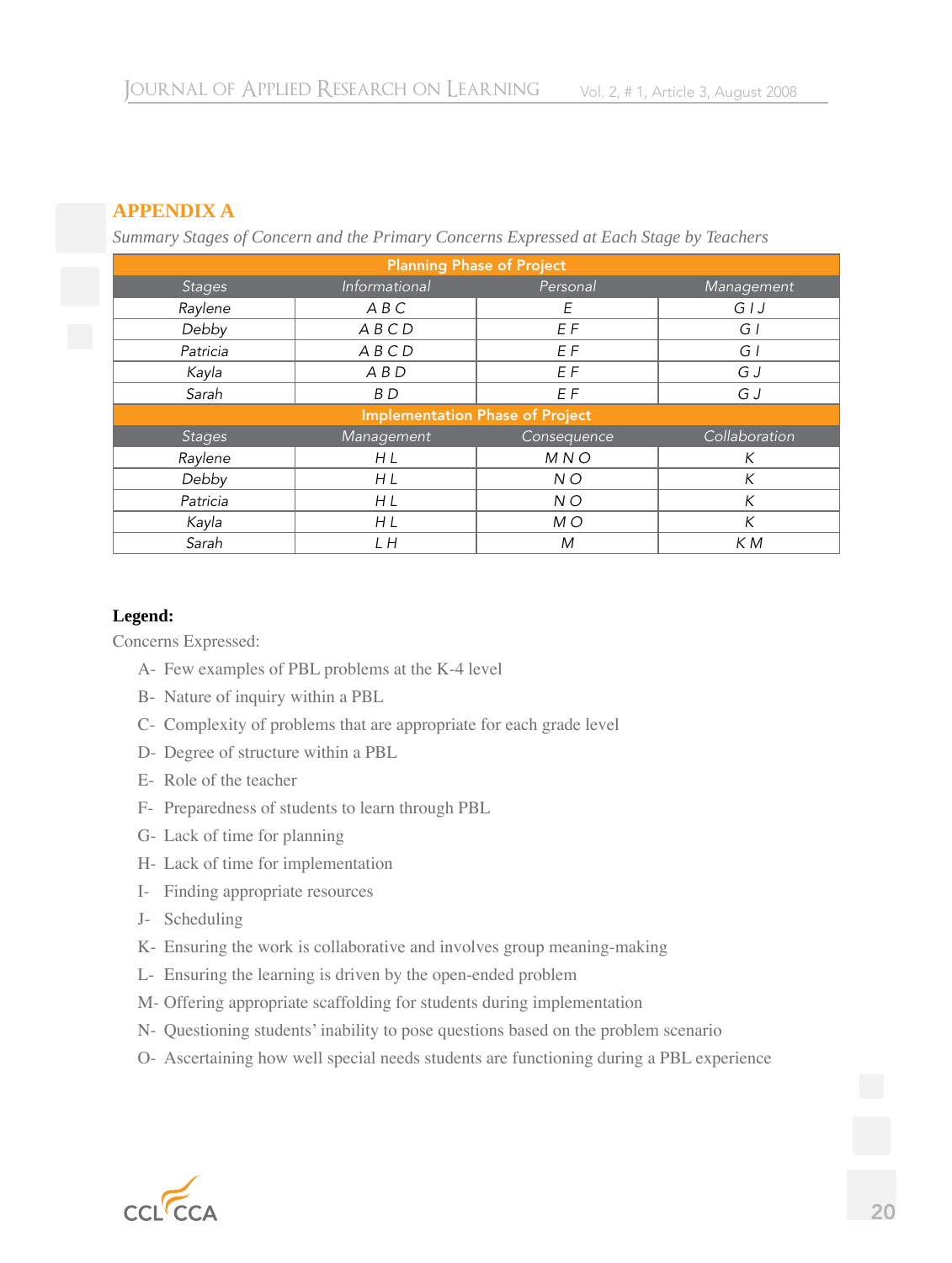## APPENDIX A

*Summary Stages of Concern and the Primary Concerns Expressed at Each Stage by Teachers*

| Planning Phase of Project | | | |
|---|---|---|---|
| *Stages* | *Informational* | *Personal* | *Management* |
| *Raylene* | *A B C* | *E* | *G I J* |
| *Debby* | *A B C D* | *E F* | *G I* |
| *Patricia* | *A B C D* | *E F* | *G I* |
| *Kayla* | *A B D* | *E F* | *G J* |
| *Sarah* | *B D* | *E F* | *G J* |
| **Implementation Phase of Project** | | | |
| *Stages* | *Management* | *Consequence* | *Collaboration* |
| *Raylene* | *H L* | *M N O* | *K* |
| *Debby* | *H L* | *N O* | *K* |
| *Patricia* | *H L* | *N O* | *K* |
| *Kayla* | *H L* | *M O* | *K* |
| *Sarah* | *L H* | *M* | *K M* |

**Legend:**

Concerns Expressed:

- A- Few examples of PBL problems at the K-4 level
- B- Nature of inquiry within a PBL
- C- Complexity of problems that are appropriate for each grade level
- D- Degree of structure within a PBL
- E- Role of the teacher
- F- Preparedness of students to learn through PBL
- G- Lack of time for planning
- H- Lack of time for implementation
- I- Finding appropriate resources
- J- Scheduling
- K- Ensuring the work is collaborative and involves group meaning-making
- L- Ensuring the learning is driven by the open-ended problem
- M- Offering appropriate scaffolding for students during implementation
- N- Questioning students' inability to pose questions based on the problem scenario
- O- Ascertaining how well special needs students are functioning during a PBL experience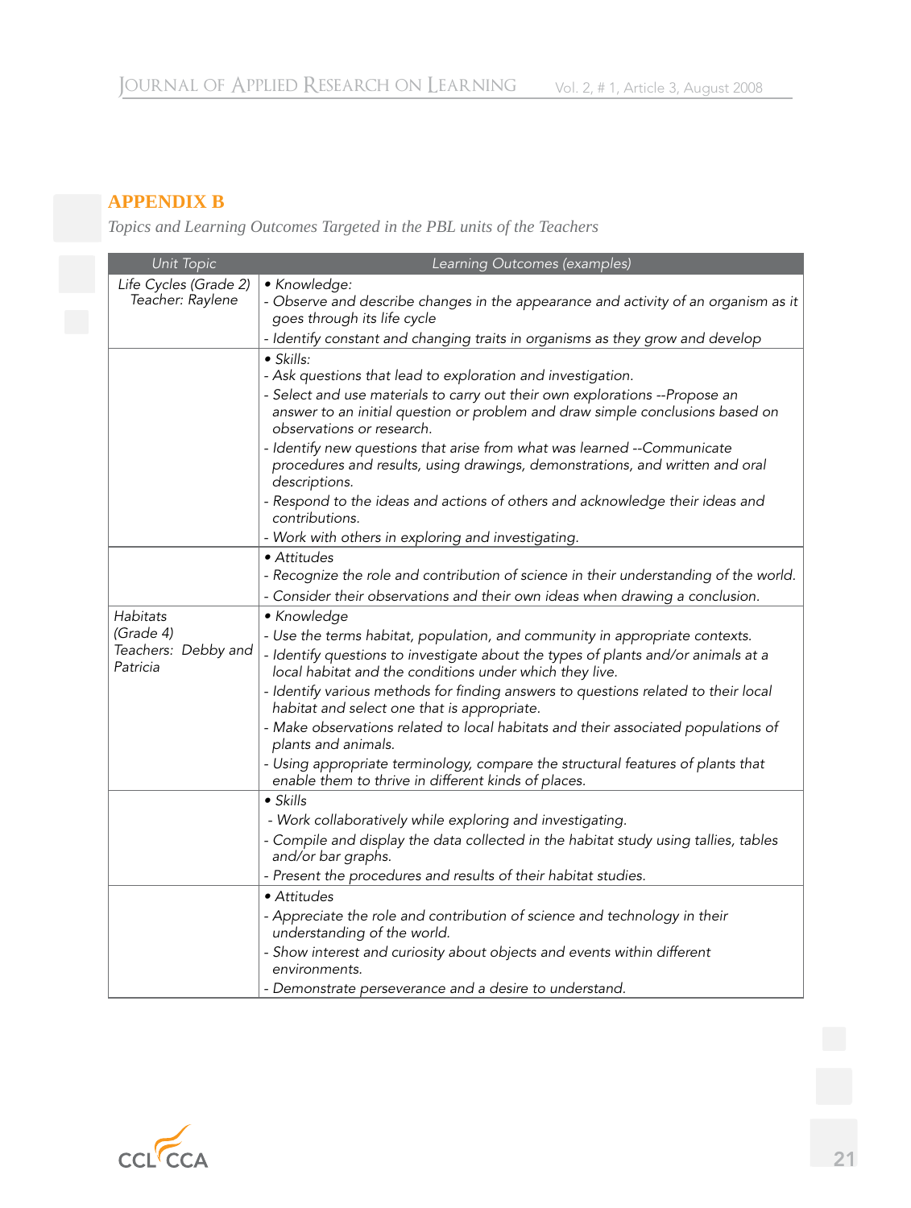## APPENDIX B

*Topics and Learning Outcomes Targeted in the PBL units of the Teachers*

| *Unit Topic* | *Learning Outcomes (examples)* |
|---|---|
| *Life Cycles (Grade 2) Teacher: Raylene* | *• Knowledge:*<br>*- Observe and describe changes in the appearance and activity of an organism as it goes through its life cycle*<br>*- Identify constant and changing traits in organisms as they grow and develop* |
| | *• Skills:*<br>*- Ask questions that lead to exploration and investigation.*<br>*- Select and use materials to carry out their own explorations --Propose an answer to an initial question or problem and draw simple conclusions based on observations or research.*<br>*- Identify new questions that arise from what was learned --Communicate procedures and results, using drawings, demonstrations, and written and oral descriptions.*<br>*- Respond to the ideas and actions of others and acknowledge their ideas and contributions.*<br>*- Work with others in exploring and investigating.* |
| | *• Attitudes*<br>*- Recognize the role and contribution of science in their understanding of the world.*<br>*- Consider their observations and their own ideas when drawing a conclusion.* |
| *Habitats (Grade 4) Teachers: Debby and Patricia* | *• Knowledge*<br>*- Use the terms habitat, population, and community in appropriate contexts.*<br>*- Identify questions to investigate about the types of plants and/or animals at a local habitat and the conditions under which they live.*<br>*- Identify various methods for finding answers to questions related to their local habitat and select one that is appropriate.*<br>*- Make observations related to local habitats and their associated populations of plants and animals.*<br>*- Using appropriate terminology, compare the structural features of plants that enable them to thrive in different kinds of places.* |
| | *• Skills*<br>*- Work collaboratively while exploring and investigating.*<br>*- Compile and display the data collected in the habitat study using tallies, tables and/or bar graphs.*<br>*- Present the procedures and results of their habitat studies.* |
| | *• Attitudes*<br>*- Appreciate the role and contribution of science and technology in their understanding of the world.*<br>*- Show interest and curiosity about objects and events within different environments.*<br>*- Demonstrate perseverance and a desire to understand.* |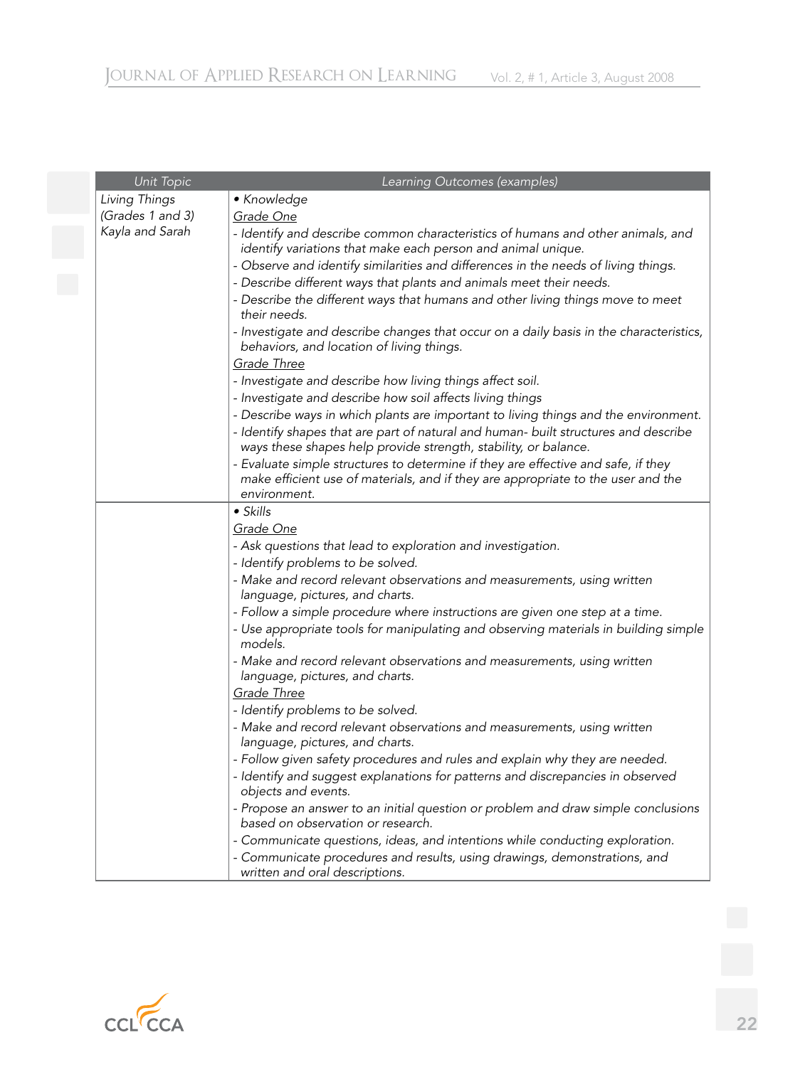| *Unit Topic* | *Learning Outcomes (examples)* |
|---|---|
| *Living Things (Grades 1 and 3) Kayla and Sarah* | *• Knowledge*<br>*<u>Grade One</u>*<br>*- Identify and describe common characteristics of humans and other animals, and identify variations that make each person and animal unique.*<br>*- Observe and identify similarities and differences in the needs of living things.*<br>*- Describe different ways that plants and animals meet their needs.*<br>*- Describe the different ways that humans and other living things move to meet their needs.*<br>*- Investigate and describe changes that occur on a daily basis in the characteristics, behaviors, and location of living things.*<br>*<u>Grade Three</u>*<br>*- Investigate and describe how living things affect soil.*<br>*- Investigate and describe how soil affects living things*<br>*- Describe ways in which plants are important to living things and the environment.*<br>*- Identify shapes that are part of natural and human- built structures and describe ways these shapes help provide strength, stability, or balance.*<br>*- Evaluate simple structures to determine if they are effective and safe, if they make efficient use of materials, and if they are appropriate to the user and the environment.* |
| | *• Skills*<br>*<u>Grade One</u>*<br>*- Ask questions that lead to exploration and investigation.*<br>*- Identify problems to be solved.*<br>*- Make and record relevant observations and measurements, using written language, pictures, and charts.*<br>*- Follow a simple procedure where instructions are given one step at a time.*<br>*- Use appropriate tools for manipulating and observing materials in building simple models.*<br>*- Make and record relevant observations and measurements, using written language, pictures, and charts.*<br>*<u>Grade Three</u>*<br>*- Identify problems to be solved.*<br>*- Make and record relevant observations and measurements, using written language, pictures, and charts.*<br>*- Follow given safety procedures and rules and explain why they are needed.*<br>*- Identify and suggest explanations for patterns and discrepancies in observed objects and events.*<br>*- Propose an answer to an initial question or problem and draw simple conclusions based on observation or research.*<br>*- Communicate questions, ideas, and intentions while conducting exploration.*<br>*- Communicate procedures and results, using drawings, demonstrations, and written and oral descriptions.* |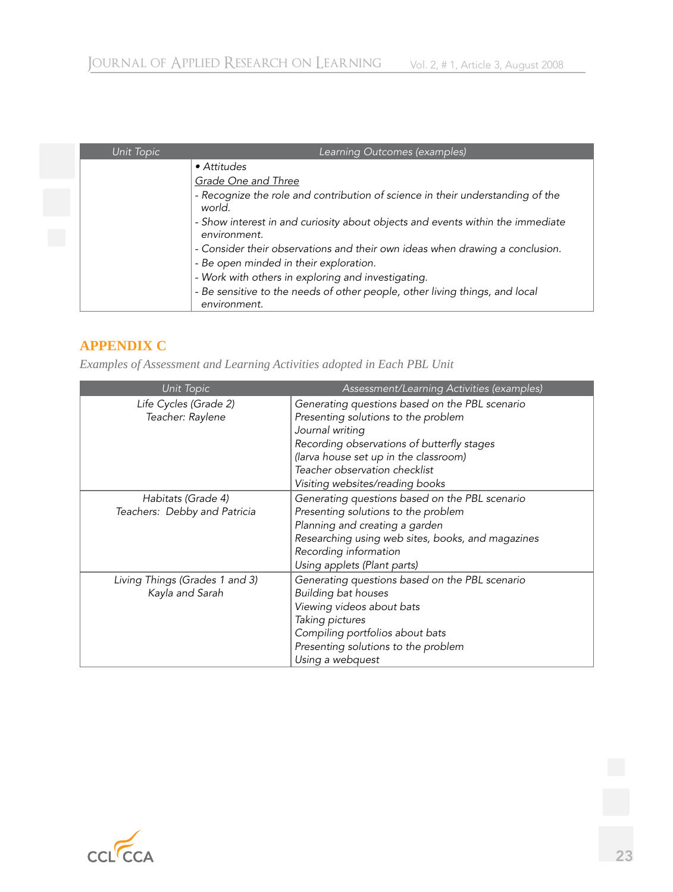| Unit Topic | Learning Outcomes (examples) |
|---|---|
| | • Attitudes<br>Grade One and Three<br>- Recognize the role and contribution of science in their understanding of the world.<br>- Show interest in and curiosity about objects and events within the immediate environment.<br>- Consider their observations and their own ideas when drawing a conclusion.<br>- Be open minded in their exploration.<br>- Work with others in exploring and investigating.<br>- Be sensitive to the needs of other people, other living things, and local environment. |

## APPENDIX C

*Examples of Assessment and Learning Activities adopted in Each PBL Unit*

| Unit Topic | Assessment/Learning Activities (examples) |
|---|---|
| Life Cycles (Grade 2)<br>Teacher: Raylene | Generating questions based on the PBL scenario<br>Presenting solutions to the problem<br>Journal writing<br>Recording observations of butterfly stages<br>(larva house set up in the classroom)<br>Teacher observation checklist<br>Visiting websites/reading books |
| Habitats (Grade 4)<br>Teachers: Debby and Patricia | Generating questions based on the PBL scenario<br>Presenting solutions to the problem<br>Planning and creating a garden<br>Researching using web sites, books, and magazines<br>Recording information<br>Using applets (Plant parts) |
| Living Things (Grades 1 and 3)<br>Kayla and Sarah | Generating questions based on the PBL scenario<br>Building bat houses<br>Viewing videos about bats<br>Taking pictures<br>Compiling portfolios about bats<br>Presenting solutions to the problem<br>Using a webquest |